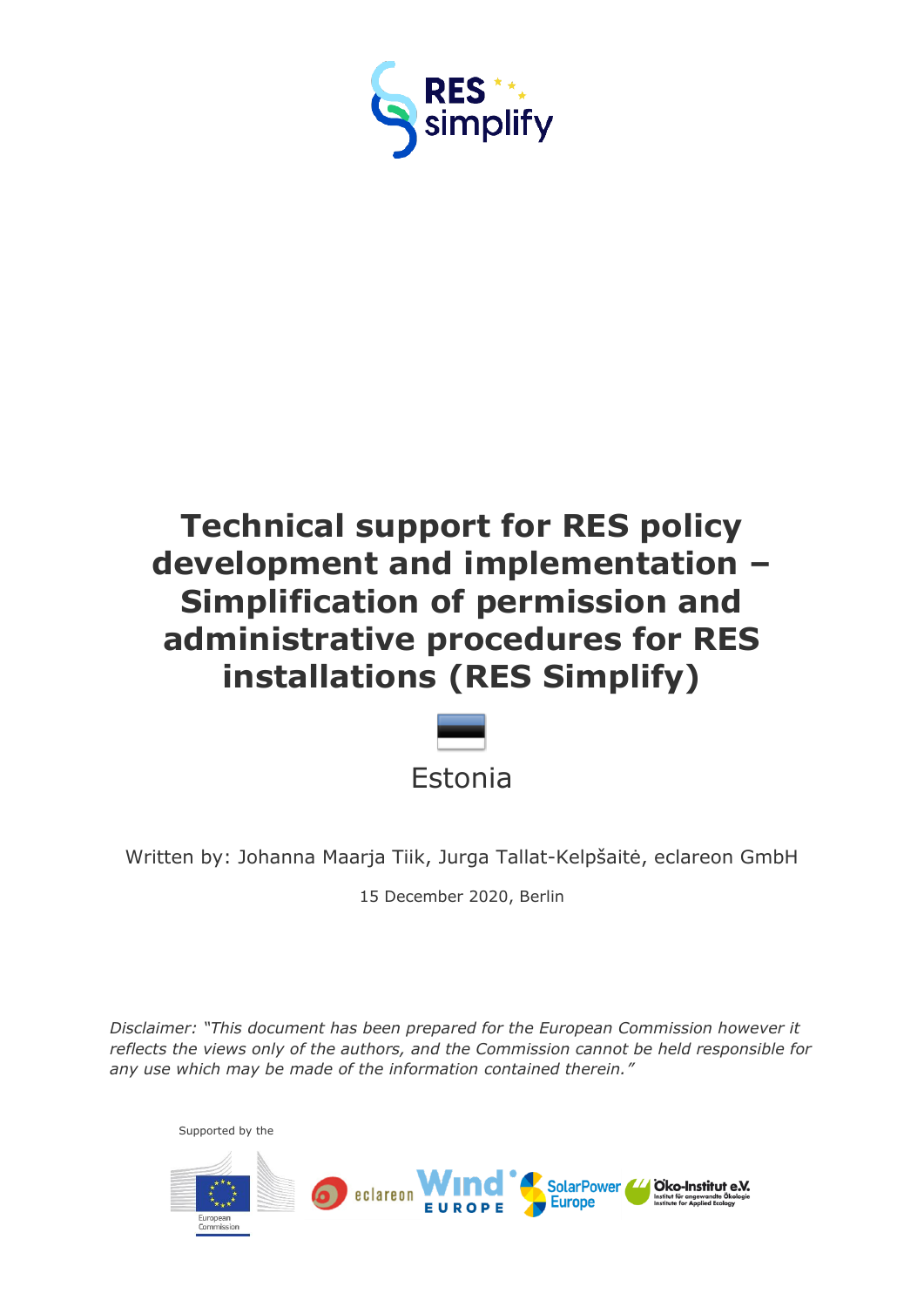# Technical support for RES policy development and implementation – Simplification of permission and administrative procedures for RES installations (RES Simplify)

Estonia

Written by: Johanna Maarja Tiik, Jurga Tallat-Kelpšaitė, eclareon GmbH

15 December 2020, Berlin

*Disclaimer: "This document has been prepared for the European Commission however it reflects the views only of the authors, and the Commission cannot be held responsible for any use which may be made of the information contained therein."*

Supported by the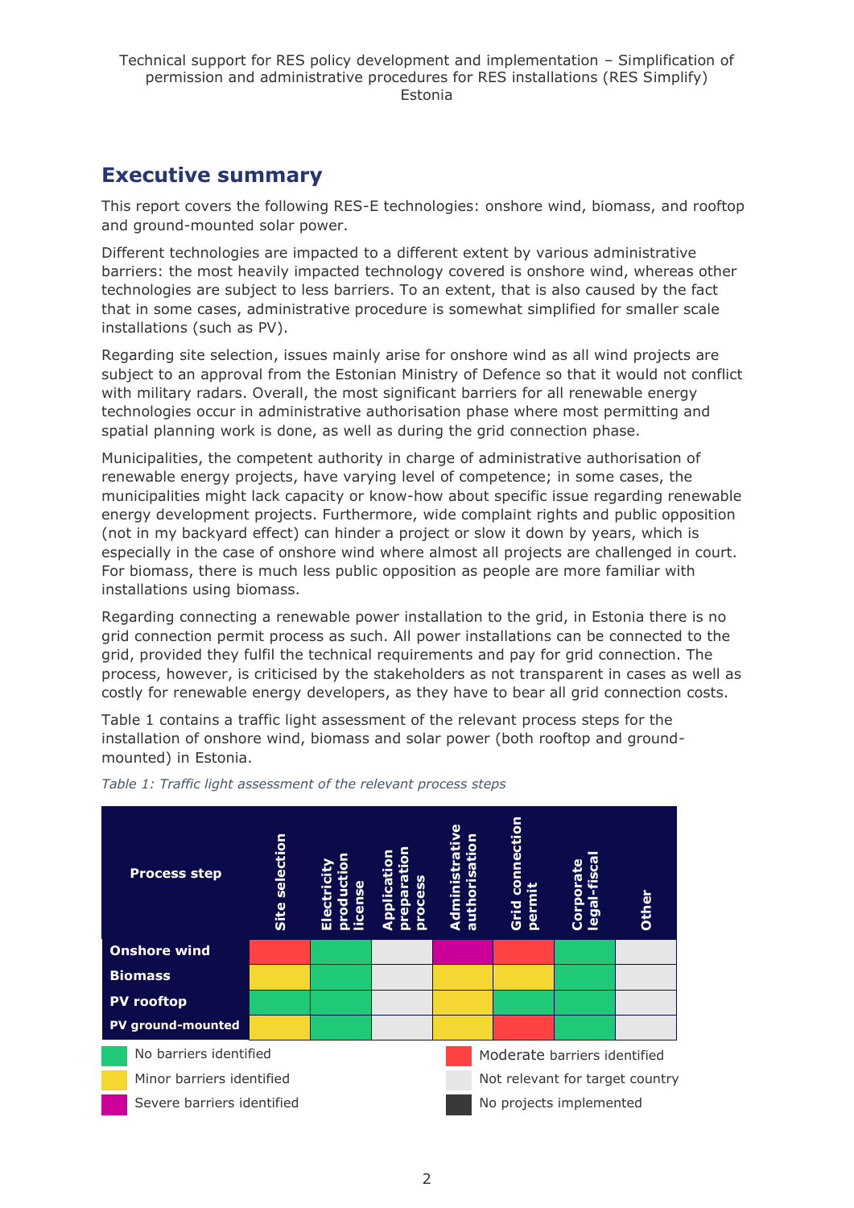## Executive summary

This report covers the following RES-E technologies: onshore wind, biomass, and rooftop and ground-mounted solar power.

Different technologies are impacted to a different extent by various administrative barriers: the most heavily impacted technology covered is onshore wind, whereas other technologies are subject to less barriers. To an extent, that is also caused by the fact that in some cases, administrative procedure is somewhat simplified for smaller scale installations (such as PV).

Regarding site selection, issues mainly arise for onshore wind as all wind projects are subject to an approval from the Estonian Ministry of Defence so that it would not conflict with military radars. Overall, the most significant barriers for all renewable energy technologies occur in administrative authorisation phase where most permitting and spatial planning work is done, as well as during the grid connection phase.

Municipalities, the competent authority in charge of administrative authorisation of renewable energy projects, have varying level of competence; in some cases, the municipalities might lack capacity or know-how about specific issue regarding renewable energy development projects. Furthermore, wide complaint rights and public opposition (not in my backyard effect) can hinder a project or slow it down by years, which is especially in the case of onshore wind where almost all projects are challenged in court. For biomass, there is much less public opposition as people are more familiar with installations using biomass.

Regarding connecting a renewable power installation to the grid, in Estonia there is no grid connection permit process as such. All power installations can be connected to the grid, provided they fulfil the technical requirements and pay for grid connection. The process, however, is criticised by the stakeholders as not transparent in cases as well as costly for renewable energy developers, as they have to bear all grid connection costs.

Table 1 contains a traffic light assessment of the relevant process steps for the installation of onshore wind, biomass and solar power (both rooftop and ground-mounted) in Estonia.

*Table 1: Traffic light assessment of the relevant process steps*

| Process step | Site selection | Electricity production license | Application preparation process | Administrative authorisation | Grid connection permit | Corporate legal-fiscal | Other |
|---|---|---|---|---|---|---|---|
| **Onshore wind** | Moderate barriers identified | No barriers identified | Not relevant for target country | Severe barriers identified | Moderate barriers identified | No barriers identified | Not relevant for target country |
| **Biomass** | Minor barriers identified | No barriers identified | Not relevant for target country | Minor barriers identified | Minor barriers identified | No barriers identified | Not relevant for target country |
| **PV rooftop** | No barriers identified | No barriers identified | Not relevant for target country | Minor barriers identified | No barriers identified | No barriers identified | Not relevant for target country |
| **PV ground-mounted** | Minor barriers identified | No barriers identified | Not relevant for target country | Minor barriers identified | Moderate barriers identified | No barriers identified | Not relevant for target country |

Legend: No barriers identified (green); Minor barriers identified (yellow); Severe barriers identified (magenta); Moderate barriers identified (red); Not relevant for target country (grey); No projects implemented (dark grey)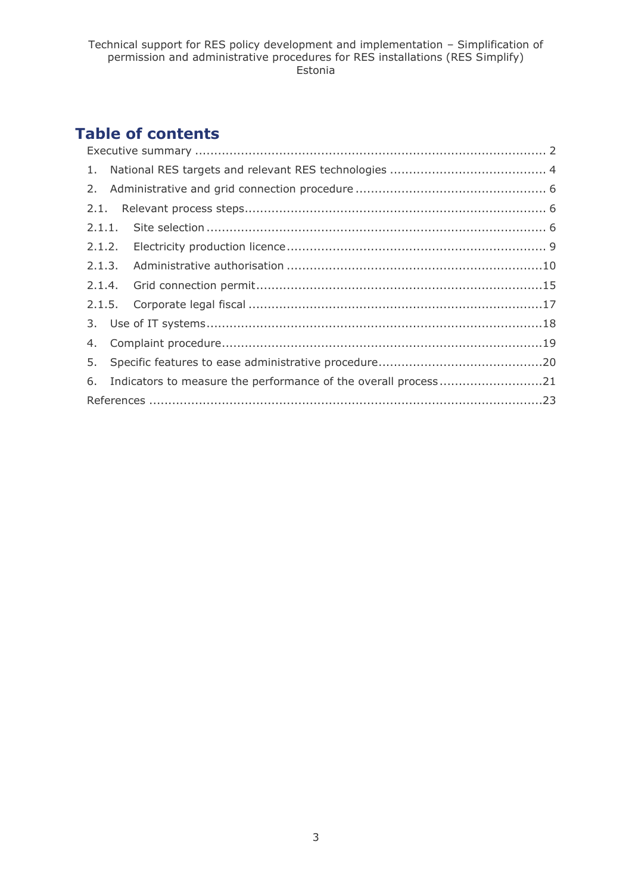# Table of contents

Executive summary ........................................................................................... 2

1. National RES targets and relevant RES technologies ........................................ 4

2. Administrative and grid connection procedure ................................................. 6

2.1. Relevant process steps.............................................................................. 6

2.1.1. Site selection ........................................................................................ 6

2.1.2. Electricity production licence ................................................................... 9

2.1.3. Administrative authorisation ..................................................................10

2.1.4. Grid connection permit..........................................................................15

2.1.5. Corporate legal fiscal ............................................................................17

3. Use of IT systems........................................................................................18

4. Complaint procedure...................................................................................19

5. Specific features to ease administrative procedure...........................................20

6. Indicators to measure the performance of the overall process ...........................21

References .......................................................................................................23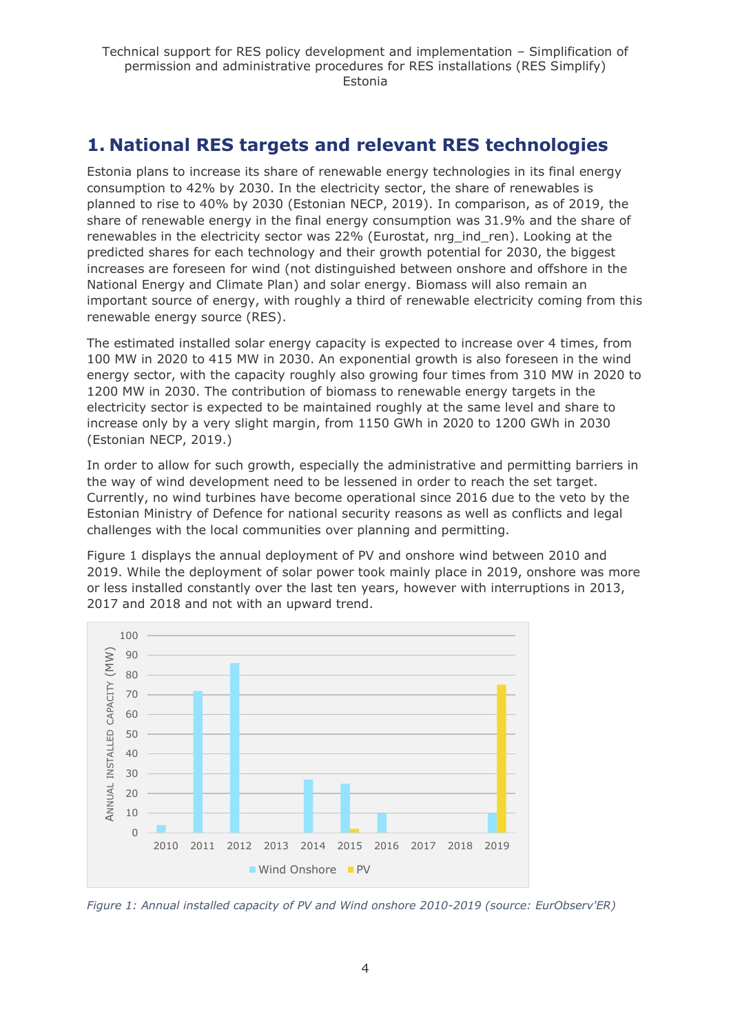# 1. National RES targets and relevant RES technologies

Estonia plans to increase its share of renewable energy technologies in its final energy consumption to 42% by 2030. In the electricity sector, the share of renewables is planned to rise to 40% by 2030 (Estonian NECP, 2019). In comparison, as of 2019, the share of renewable energy in the final energy consumption was 31.9% and the share of renewables in the electricity sector was 22% (Eurostat, nrg_ind_ren). Looking at the predicted shares for each technology and their growth potential for 2030, the biggest increases are foreseen for wind (not distinguished between onshore and offshore in the National Energy and Climate Plan) and solar energy. Biomass will also remain an important source of energy, with roughly a third of renewable electricity coming from this renewable energy source (RES).

The estimated installed solar energy capacity is expected to increase over 4 times, from 100 MW in 2020 to 415 MW in 2030. An exponential growth is also foreseen in the wind energy sector, with the capacity roughly also growing four times from 310 MW in 2020 to 1200 MW in 2030. The contribution of biomass to renewable energy targets in the electricity sector is expected to be maintained roughly at the same level and share to increase only by a very slight margin, from 1150 GWh in 2020 to 1200 GWh in 2030 (Estonian NECP, 2019.)

In order to allow for such growth, especially the administrative and permitting barriers in the way of wind development need to be lessened in order to reach the set target. Currently, no wind turbines have become operational since 2016 due to the veto by the Estonian Ministry of Defence for national security reasons as well as conflicts and legal challenges with the local communities over planning and permitting.

Figure 1 displays the annual deployment of PV and onshore wind between 2010 and 2019. While the deployment of solar power took mainly place in 2019, onshore was more or less installed constantly over the last ten years, however with interruptions in 2013, 2017 and 2018 and not with an upward trend.

*Figure 1: Annual installed capacity of PV and Wind onshore 2010-2019 (source: EurObserv'ER)*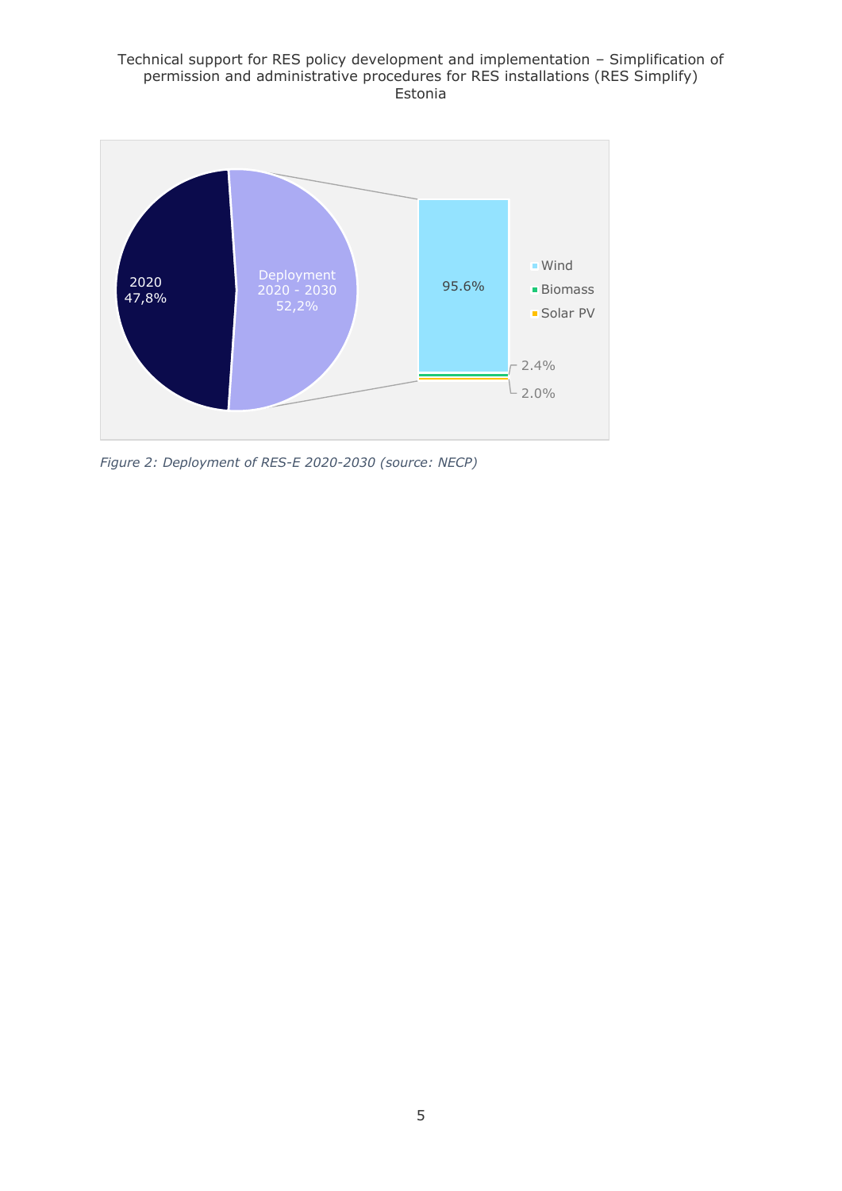2020
47,8%

Deployment
2020 - 2030
52,2%

95.6%

2.4%

2.0%

Wind

Biomass

Solar PV

*Figure 2: Deployment of RES-E 2020-2030 (source: NECP)*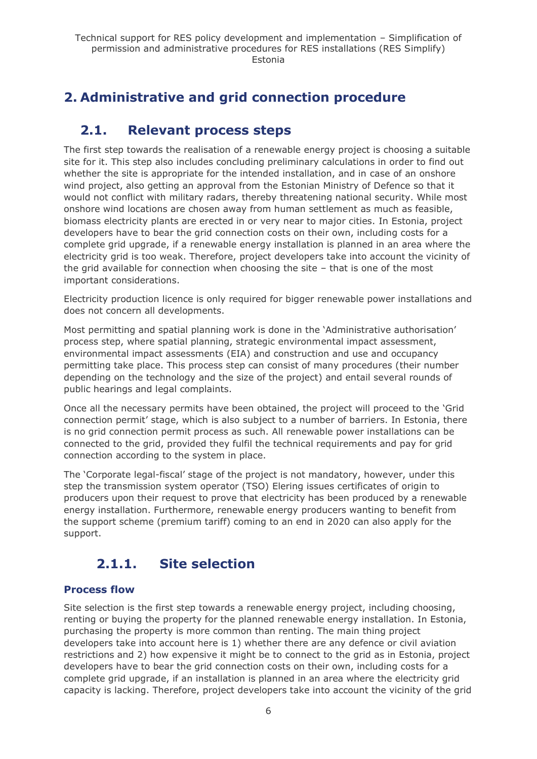# 2. Administrative and grid connection procedure

## 2.1. Relevant process steps

The first step towards the realisation of a renewable energy project is choosing a suitable site for it. This step also includes concluding preliminary calculations in order to find out whether the site is appropriate for the intended installation, and in case of an onshore wind project, also getting an approval from the Estonian Ministry of Defence so that it would not conflict with military radars, thereby threatening national security. While most onshore wind locations are chosen away from human settlement as much as feasible, biomass electricity plants are erected in or very near to major cities. In Estonia, project developers have to bear the grid connection costs on their own, including costs for a complete grid upgrade, if a renewable energy installation is planned in an area where the electricity grid is too weak. Therefore, project developers take into account the vicinity of the grid available for connection when choosing the site – that is one of the most important considerations.

Electricity production licence is only required for bigger renewable power installations and does not concern all developments.

Most permitting and spatial planning work is done in the 'Administrative authorisation' process step, where spatial planning, strategic environmental impact assessment, environmental impact assessments (EIA) and construction and use and occupancy permitting take place. This process step can consist of many procedures (their number depending on the technology and the size of the project) and entail several rounds of public hearings and legal complaints.

Once all the necessary permits have been obtained, the project will proceed to the 'Grid connection permit' stage, which is also subject to a number of barriers. In Estonia, there is no grid connection permit process as such. All renewable power installations can be connected to the grid, provided they fulfil the technical requirements and pay for grid connection according to the system in place.

The 'Corporate legal-fiscal' stage of the project is not mandatory, however, under this step the transmission system operator (TSO) Elering issues certificates of origin to producers upon their request to prove that electricity has been produced by a renewable energy installation. Furthermore, renewable energy producers wanting to benefit from the support scheme (premium tariff) coming to an end in 2020 can also apply for the support.

### 2.1.1. Site selection

**Process flow**

Site selection is the first step towards a renewable energy project, including choosing, renting or buying the property for the planned renewable energy installation. In Estonia, purchasing the property is more common than renting. The main thing project developers take into account here is 1) whether there are any defence or civil aviation restrictions and 2) how expensive it might be to connect to the grid as in Estonia, project developers have to bear the grid connection costs on their own, including costs for a complete grid upgrade, if an installation is planned in an area where the electricity grid capacity is lacking. Therefore, project developers take into account the vicinity of the grid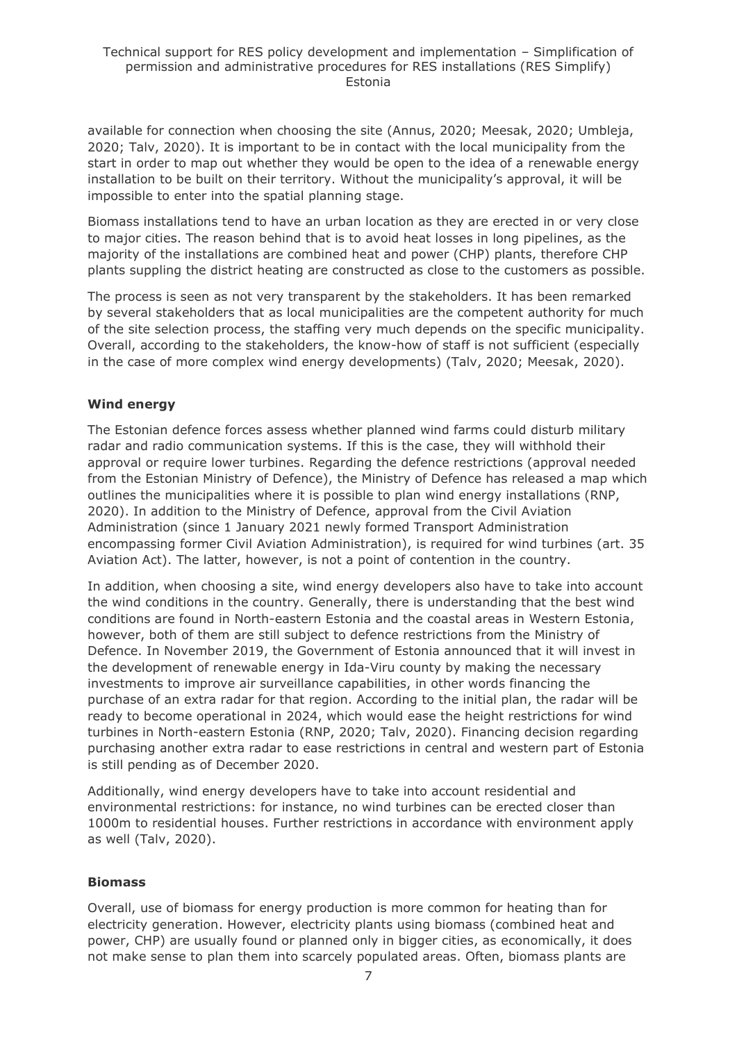available for connection when choosing the site (Annus, 2020; Meesak, 2020; Umbleja, 2020; Talv, 2020). It is important to be in contact with the local municipality from the start in order to map out whether they would be open to the idea of a renewable energy installation to be built on their territory. Without the municipality's approval, it will be impossible to enter into the spatial planning stage.

Biomass installations tend to have an urban location as they are erected in or very close to major cities. The reason behind that is to avoid heat losses in long pipelines, as the majority of the installations are combined heat and power (CHP) plants, therefore CHP plants suppling the district heating are constructed as close to the customers as possible.

The process is seen as not very transparent by the stakeholders. It has been remarked by several stakeholders that as local municipalities are the competent authority for much of the site selection process, the staffing very much depends on the specific municipality. Overall, according to the stakeholders, the know-how of staff is not sufficient (especially in the case of more complex wind energy developments) (Talv, 2020; Meesak, 2020).

**Wind energy**

The Estonian defence forces assess whether planned wind farms could disturb military radar and radio communication systems. If this is the case, they will withhold their approval or require lower turbines. Regarding the defence restrictions (approval needed from the Estonian Ministry of Defence), the Ministry of Defence has released a map which outlines the municipalities where it is possible to plan wind energy installations (RNP, 2020). In addition to the Ministry of Defence, approval from the Civil Aviation Administration (since 1 January 2021 newly formed Transport Administration encompassing former Civil Aviation Administration), is required for wind turbines (art. 35 Aviation Act). The latter, however, is not a point of contention in the country.

In addition, when choosing a site, wind energy developers also have to take into account the wind conditions in the country. Generally, there is understanding that the best wind conditions are found in North-eastern Estonia and the coastal areas in Western Estonia, however, both of them are still subject to defence restrictions from the Ministry of Defence. In November 2019, the Government of Estonia announced that it will invest in the development of renewable energy in Ida-Viru county by making the necessary investments to improve air surveillance capabilities, in other words financing the purchase of an extra radar for that region. According to the initial plan, the radar will be ready to become operational in 2024, which would ease the height restrictions for wind turbines in North-eastern Estonia (RNP, 2020; Talv, 2020). Financing decision regarding purchasing another extra radar to ease restrictions in central and western part of Estonia is still pending as of December 2020.

Additionally, wind energy developers have to take into account residential and environmental restrictions: for instance, no wind turbines can be erected closer than 1000m to residential houses. Further restrictions in accordance with environment apply as well (Talv, 2020).

**Biomass**

Overall, use of biomass for energy production is more common for heating than for electricity generation. However, electricity plants using biomass (combined heat and power, CHP) are usually found or planned only in bigger cities, as economically, it does not make sense to plan them into scarcely populated areas. Often, biomass plants are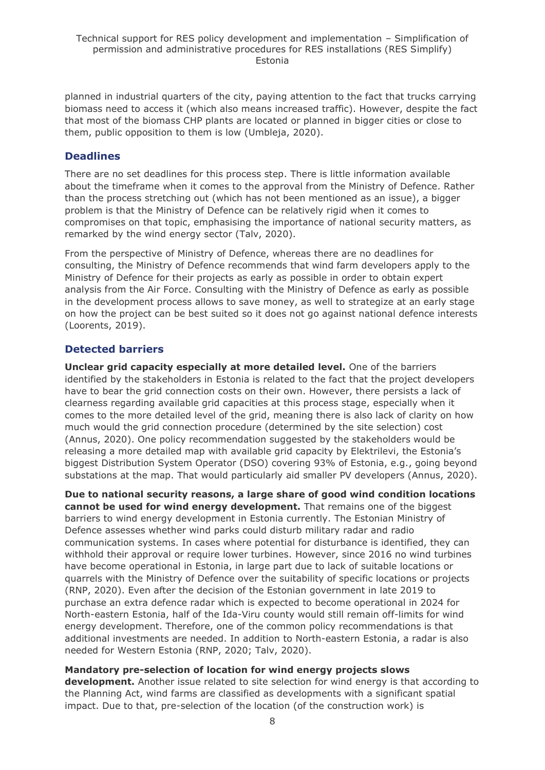planned in industrial quarters of the city, paying attention to the fact that trucks carrying biomass need to access it (which also means increased traffic). However, despite the fact that most of the biomass CHP plants are located or planned in bigger cities or close to them, public opposition to them is low (Umbleja, 2020).

## Deadlines

There are no set deadlines for this process step. There is little information available about the timeframe when it comes to the approval from the Ministry of Defence. Rather than the process stretching out (which has not been mentioned as an issue), a bigger problem is that the Ministry of Defence can be relatively rigid when it comes to compromises on that topic, emphasising the importance of national security matters, as remarked by the wind energy sector (Talv, 2020).

From the perspective of Ministry of Defence, whereas there are no deadlines for consulting, the Ministry of Defence recommends that wind farm developers apply to the Ministry of Defence for their projects as early as possible in order to obtain expert analysis from the Air Force. Consulting with the Ministry of Defence as early as possible in the development process allows to save money, as well to strategize at an early stage on how the project can be best suited so it does not go against national defence interests (Loorents, 2019).

## Detected barriers

**Unclear grid capacity especially at more detailed level.** One of the barriers identified by the stakeholders in Estonia is related to the fact that the project developers have to bear the grid connection costs on their own. However, there persists a lack of clearness regarding available grid capacities at this process stage, especially when it comes to the more detailed level of the grid, meaning there is also lack of clarity on how much would the grid connection procedure (determined by the site selection) cost (Annus, 2020). One policy recommendation suggested by the stakeholders would be releasing a more detailed map with available grid capacity by Elektrilevi, the Estonia's biggest Distribution System Operator (DSO) covering 93% of Estonia, e.g., going beyond substations at the map. That would particularly aid smaller PV developers (Annus, 2020).

**Due to national security reasons, a large share of good wind condition locations cannot be used for wind energy development.** That remains one of the biggest barriers to wind energy development in Estonia currently. The Estonian Ministry of Defence assesses whether wind parks could disturb military radar and radio communication systems. In cases where potential for disturbance is identified, they can withhold their approval or require lower turbines. However, since 2016 no wind turbines have become operational in Estonia, in large part due to lack of suitable locations or quarrels with the Ministry of Defence over the suitability of specific locations or projects (RNP, 2020). Even after the decision of the Estonian government in late 2019 to purchase an extra defence radar which is expected to become operational in 2024 for North-eastern Estonia, half of the Ida-Viru county would still remain off-limits for wind energy development. Therefore, one of the common policy recommendations is that additional investments are needed. In addition to North-eastern Estonia, a radar is also needed for Western Estonia (RNP, 2020; Talv, 2020).

**Mandatory pre-selection of location for wind energy projects slows development.** Another issue related to site selection for wind energy is that according to the Planning Act, wind farms are classified as developments with a significant spatial impact. Due to that, pre-selection of the location (of the construction work) is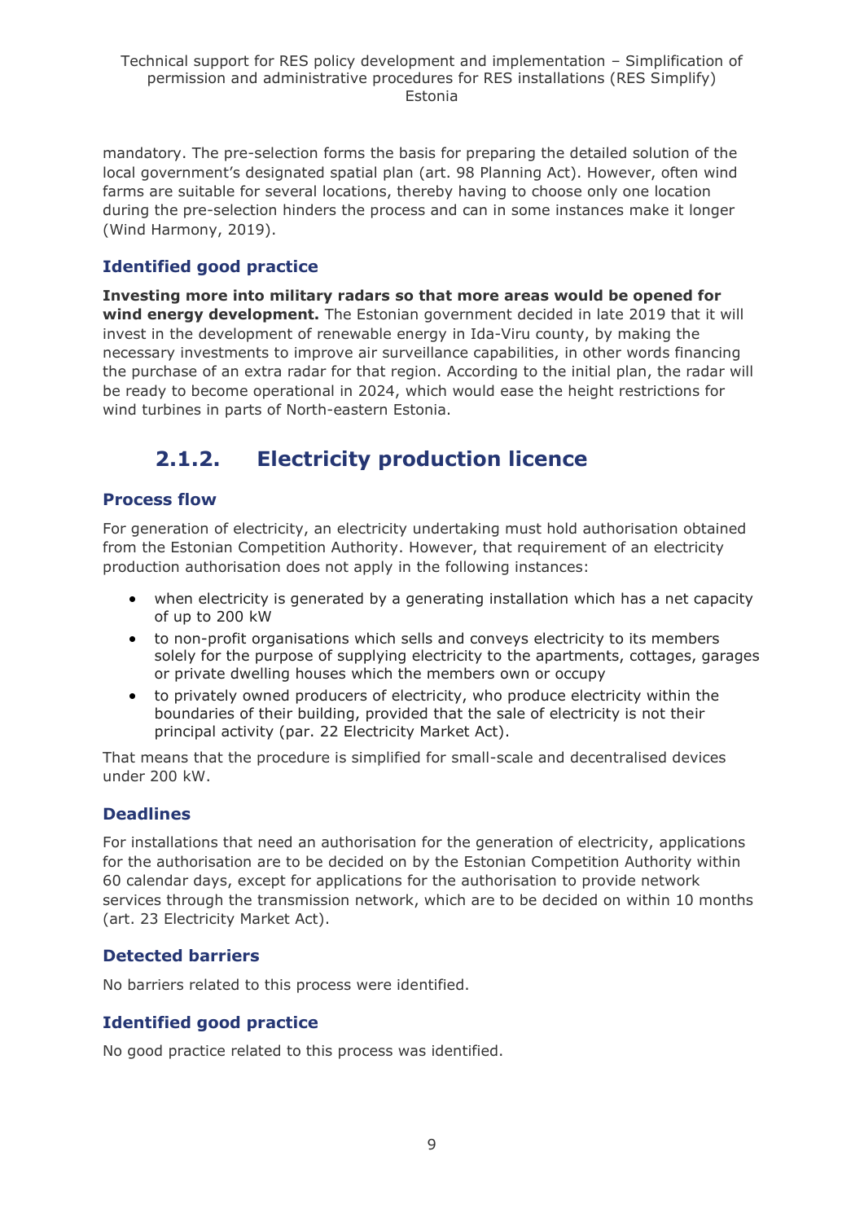mandatory. The pre-selection forms the basis for preparing the detailed solution of the local government's designated spatial plan (art. 98 Planning Act). However, often wind farms are suitable for several locations, thereby having to choose only one location during the pre-selection hinders the process and can in some instances make it longer (Wind Harmony, 2019).

### Identified good practice

**Investing more into military radars so that more areas would be opened for wind energy development.** The Estonian government decided in late 2019 that it will invest in the development of renewable energy in Ida-Viru county, by making the necessary investments to improve air surveillance capabilities, in other words financing the purchase of an extra radar for that region. According to the initial plan, the radar will be ready to become operational in 2024, which would ease the height restrictions for wind turbines in parts of North-eastern Estonia.

## 2.1.2. Electricity production licence

### Process flow

For generation of electricity, an electricity undertaking must hold authorisation obtained from the Estonian Competition Authority. However, that requirement of an electricity production authorisation does not apply in the following instances:

- when electricity is generated by a generating installation which has a net capacity of up to 200 kW
- to non-profit organisations which sells and conveys electricity to its members solely for the purpose of supplying electricity to the apartments, cottages, garages or private dwelling houses which the members own or occupy
- to privately owned producers of electricity, who produce electricity within the boundaries of their building, provided that the sale of electricity is not their principal activity (par. 22 Electricity Market Act).

That means that the procedure is simplified for small-scale and decentralised devices under 200 kW.

### Deadlines

For installations that need an authorisation for the generation of electricity, applications for the authorisation are to be decided on by the Estonian Competition Authority within 60 calendar days, except for applications for the authorisation to provide network services through the transmission network, which are to be decided on within 10 months (art. 23 Electricity Market Act).

### Detected barriers

No barriers related to this process were identified.

### Identified good practice

No good practice related to this process was identified.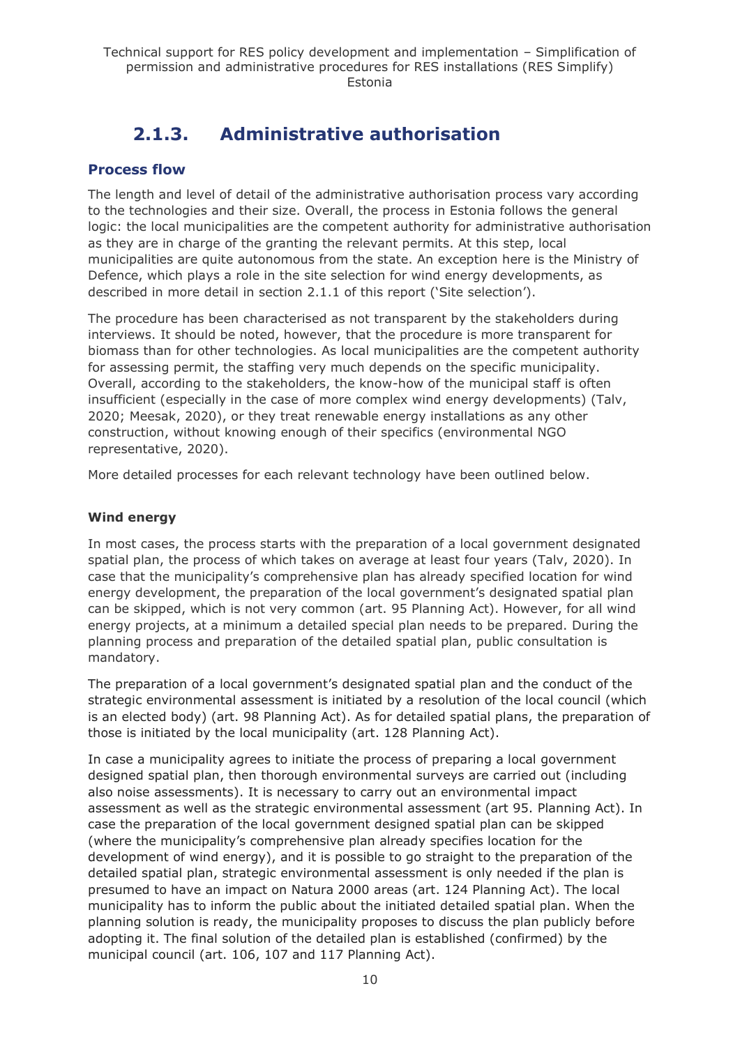## 2.1.3. Administrative authorisation

### Process flow

The length and level of detail of the administrative authorisation process vary according to the technologies and their size. Overall, the process in Estonia follows the general logic: the local municipalities are the competent authority for administrative authorisation as they are in charge of the granting the relevant permits. At this step, local municipalities are quite autonomous from the state. An exception here is the Ministry of Defence, which plays a role in the site selection for wind energy developments, as described in more detail in section 2.1.1 of this report ('Site selection').

The procedure has been characterised as not transparent by the stakeholders during interviews. It should be noted, however, that the procedure is more transparent for biomass than for other technologies. As local municipalities are the competent authority for assessing permit, the staffing very much depends on the specific municipality. Overall, according to the stakeholders, the know-how of the municipal staff is often insufficient (especially in the case of more complex wind energy developments) (Talv, 2020; Meesak, 2020), or they treat renewable energy installations as any other construction, without knowing enough of their specifics (environmental NGO representative, 2020).

More detailed processes for each relevant technology have been outlined below.

**Wind energy**

In most cases, the process starts with the preparation of a local government designated spatial plan, the process of which takes on average at least four years (Talv, 2020). In case that the municipality's comprehensive plan has already specified location for wind energy development, the preparation of the local government's designated spatial plan can be skipped, which is not very common (art. 95 Planning Act). However, for all wind energy projects, at a minimum a detailed special plan needs to be prepared. During the planning process and preparation of the detailed spatial plan, public consultation is mandatory.

The preparation of a local government's designated spatial plan and the conduct of the strategic environmental assessment is initiated by a resolution of the local council (which is an elected body) (art. 98 Planning Act). As for detailed spatial plans, the preparation of those is initiated by the local municipality (art. 128 Planning Act).

In case a municipality agrees to initiate the process of preparing a local government designed spatial plan, then thorough environmental surveys are carried out (including also noise assessments). It is necessary to carry out an environmental impact assessment as well as the strategic environmental assessment (art 95. Planning Act). In case the preparation of the local government designed spatial plan can be skipped (where the municipality's comprehensive plan already specifies location for the development of wind energy), and it is possible to go straight to the preparation of the detailed spatial plan, strategic environmental assessment is only needed if the plan is presumed to have an impact on Natura 2000 areas (art. 124 Planning Act). The local municipality has to inform the public about the initiated detailed spatial plan. When the planning solution is ready, the municipality proposes to discuss the plan publicly before adopting it. The final solution of the detailed plan is established (confirmed) by the municipal council (art. 106, 107 and 117 Planning Act).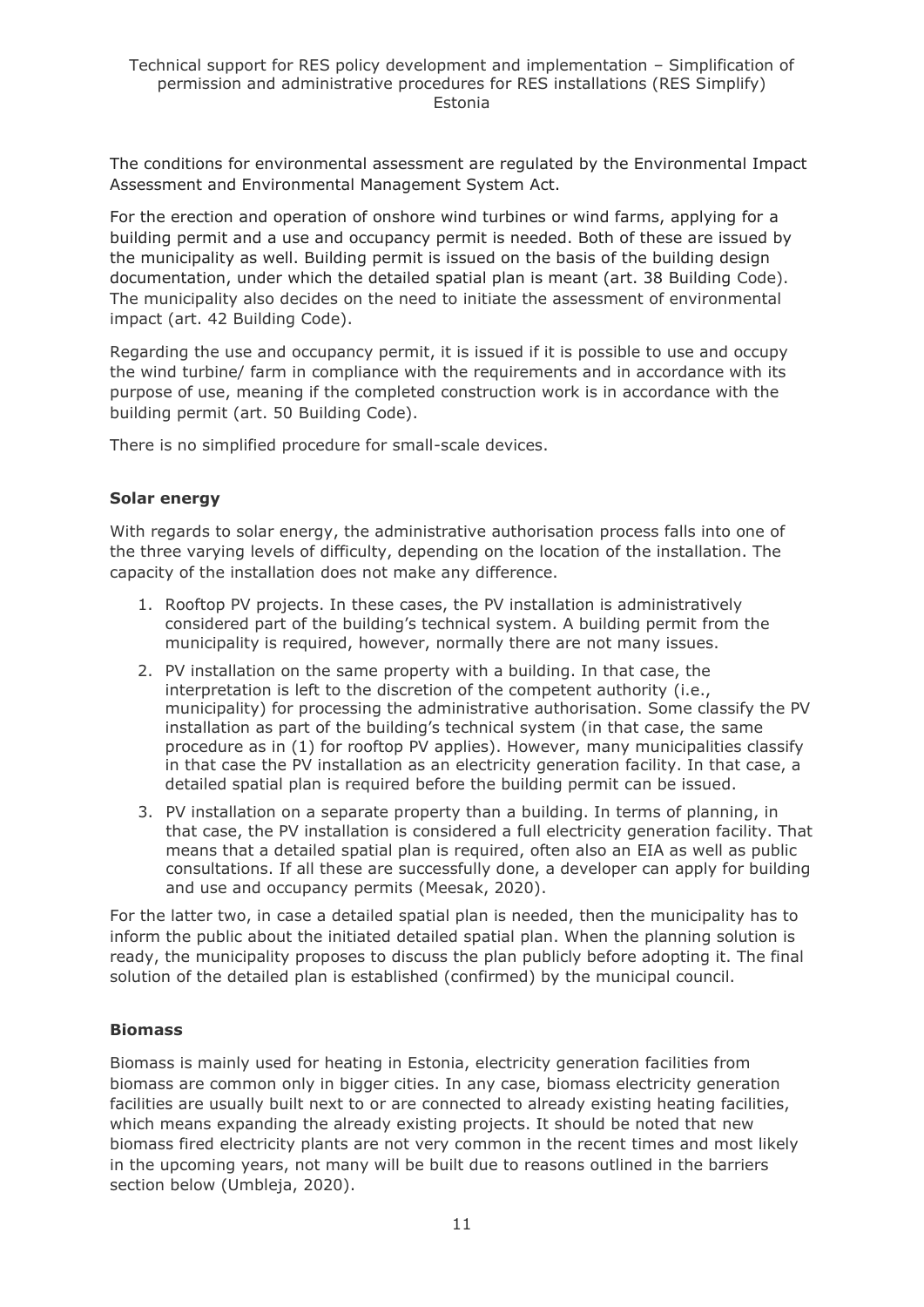The conditions for environmental assessment are regulated by the Environmental Impact Assessment and Environmental Management System Act.

For the erection and operation of onshore wind turbines or wind farms, applying for a building permit and a use and occupancy permit is needed. Both of these are issued by the municipality as well. Building permit is issued on the basis of the building design documentation, under which the detailed spatial plan is meant (art. 38 Building Code). The municipality also decides on the need to initiate the assessment of environmental impact (art. 42 Building Code).

Regarding the use and occupancy permit, it is issued if it is possible to use and occupy the wind turbine/ farm in compliance with the requirements and in accordance with its purpose of use, meaning if the completed construction work is in accordance with the building permit (art. 50 Building Code).

There is no simplified procedure for small-scale devices.

**Solar energy**

With regards to solar energy, the administrative authorisation process falls into one of the three varying levels of difficulty, depending on the location of the installation. The capacity of the installation does not make any difference.

1. Rooftop PV projects. In these cases, the PV installation is administratively considered part of the building's technical system. A building permit from the municipality is required, however, normally there are not many issues.
2. PV installation on the same property with a building. In that case, the interpretation is left to the discretion of the competent authority (i.e., municipality) for processing the administrative authorisation. Some classify the PV installation as part of the building's technical system (in that case, the same procedure as in (1) for rooftop PV applies). However, many municipalities classify in that case the PV installation as an electricity generation facility. In that case, a detailed spatial plan is required before the building permit can be issued.
3. PV installation on a separate property than a building. In terms of planning, in that case, the PV installation is considered a full electricity generation facility. That means that a detailed spatial plan is required, often also an EIA as well as public consultations. If all these are successfully done, a developer can apply for building and use and occupancy permits (Meesak, 2020).

For the latter two, in case a detailed spatial plan is needed, then the municipality has to inform the public about the initiated detailed spatial plan. When the planning solution is ready, the municipality proposes to discuss the plan publicly before adopting it. The final solution of the detailed plan is established (confirmed) by the municipal council.

**Biomass**

Biomass is mainly used for heating in Estonia, electricity generation facilities from biomass are common only in bigger cities. In any case, biomass electricity generation facilities are usually built next to or are connected to already existing heating facilities, which means expanding the already existing projects. It should be noted that new biomass fired electricity plants are not very common in the recent times and most likely in the upcoming years, not many will be built due to reasons outlined in the barriers section below (Umbleja, 2020).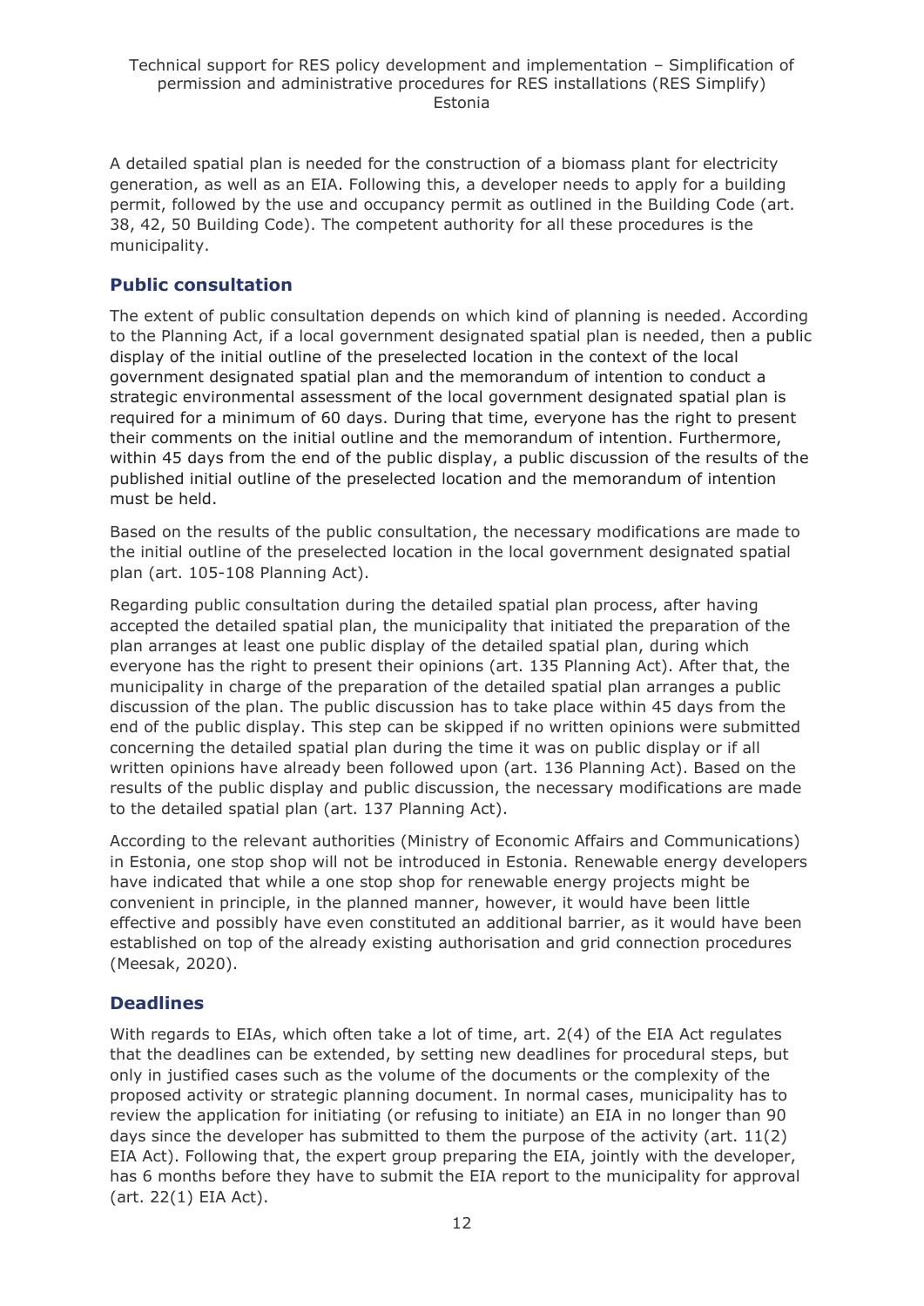A detailed spatial plan is needed for the construction of a biomass plant for electricity generation, as well as an EIA. Following this, a developer needs to apply for a building permit, followed by the use and occupancy permit as outlined in the Building Code (art. 38, 42, 50 Building Code). The competent authority for all these procedures is the municipality.

## Public consultation

The extent of public consultation depends on which kind of planning is needed. According to the Planning Act, if a local government designated spatial plan is needed, then a public display of the initial outline of the preselected location in the context of the local government designated spatial plan and the memorandum of intention to conduct a strategic environmental assessment of the local government designated spatial plan is required for a minimum of 60 days. During that time, everyone has the right to present their comments on the initial outline and the memorandum of intention. Furthermore, within 45 days from the end of the public display, a public discussion of the results of the published initial outline of the preselected location and the memorandum of intention must be held.

Based on the results of the public consultation, the necessary modifications are made to the initial outline of the preselected location in the local government designated spatial plan (art. 105-108 Planning Act).

Regarding public consultation during the detailed spatial plan process, after having accepted the detailed spatial plan, the municipality that initiated the preparation of the plan arranges at least one public display of the detailed spatial plan, during which everyone has the right to present their opinions (art. 135 Planning Act). After that, the municipality in charge of the preparation of the detailed spatial plan arranges a public discussion of the plan. The public discussion has to take place within 45 days from the end of the public display. This step can be skipped if no written opinions were submitted concerning the detailed spatial plan during the time it was on public display or if all written opinions have already been followed upon (art. 136 Planning Act). Based on the results of the public display and public discussion, the necessary modifications are made to the detailed spatial plan (art. 137 Planning Act).

According to the relevant authorities (Ministry of Economic Affairs and Communications) in Estonia, one stop shop will not be introduced in Estonia. Renewable energy developers have indicated that while a one stop shop for renewable energy projects might be convenient in principle, in the planned manner, however, it would have been little effective and possibly have even constituted an additional barrier, as it would have been established on top of the already existing authorisation and grid connection procedures (Meesak, 2020).

## Deadlines

With regards to EIAs, which often take a lot of time, art. 2(4) of the EIA Act regulates that the deadlines can be extended, by setting new deadlines for procedural steps, but only in justified cases such as the volume of the documents or the complexity of the proposed activity or strategic planning document. In normal cases, municipality has to review the application for initiating (or refusing to initiate) an EIA in no longer than 90 days since the developer has submitted to them the purpose of the activity (art. 11(2) EIA Act). Following that, the expert group preparing the EIA, jointly with the developer, has 6 months before they have to submit the EIA report to the municipality for approval (art. 22(1) EIA Act).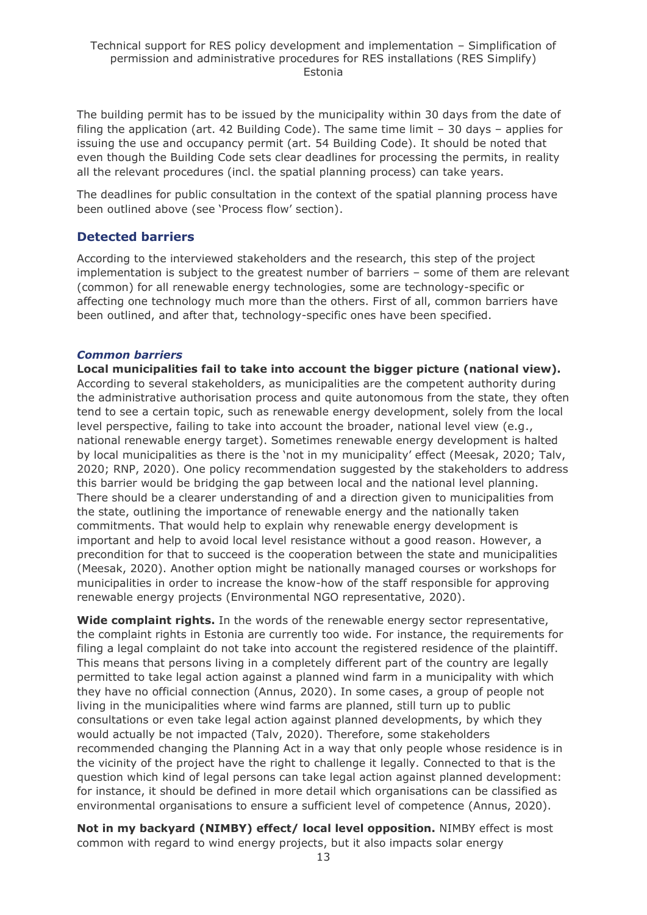The building permit has to be issued by the municipality within 30 days from the date of filing the application (art. 42 Building Code). The same time limit – 30 days – applies for issuing the use and occupancy permit (art. 54 Building Code). It should be noted that even though the Building Code sets clear deadlines for processing the permits, in reality all the relevant procedures (incl. the spatial planning process) can take years.

The deadlines for public consultation in the context of the spatial planning process have been outlined above (see 'Process flow' section).

## Detected barriers

According to the interviewed stakeholders and the research, this step of the project implementation is subject to the greatest number of barriers – some of them are relevant (common) for all renewable energy technologies, some are technology-specific or affecting one technology much more than the others. First of all, common barriers have been outlined, and after that, technology-specific ones have been specified.

### *Common barriers*

**Local municipalities fail to take into account the bigger picture (national view).** According to several stakeholders, as municipalities are the competent authority during the administrative authorisation process and quite autonomous from the state, they often tend to see a certain topic, such as renewable energy development, solely from the local level perspective, failing to take into account the broader, national level view (e.g., national renewable energy target). Sometimes renewable energy development is halted by local municipalities as there is the 'not in my municipality' effect (Meesak, 2020; Talv, 2020; RNP, 2020). One policy recommendation suggested by the stakeholders to address this barrier would be bridging the gap between local and the national level planning. There should be a clearer understanding of and a direction given to municipalities from the state, outlining the importance of renewable energy and the nationally taken commitments. That would help to explain why renewable energy development is important and help to avoid local level resistance without a good reason. However, a precondition for that to succeed is the cooperation between the state and municipalities (Meesak, 2020). Another option might be nationally managed courses or workshops for municipalities in order to increase the know-how of the staff responsible for approving renewable energy projects (Environmental NGO representative, 2020).

**Wide complaint rights.** In the words of the renewable energy sector representative, the complaint rights in Estonia are currently too wide. For instance, the requirements for filing a legal complaint do not take into account the registered residence of the plaintiff. This means that persons living in a completely different part of the country are legally permitted to take legal action against a planned wind farm in a municipality with which they have no official connection (Annus, 2020). In some cases, a group of people not living in the municipalities where wind farms are planned, still turn up to public consultations or even take legal action against planned developments, by which they would actually be not impacted (Talv, 2020). Therefore, some stakeholders recommended changing the Planning Act in a way that only people whose residence is in the vicinity of the project have the right to challenge it legally. Connected to that is the question which kind of legal persons can take legal action against planned development: for instance, it should be defined in more detail which organisations can be classified as environmental organisations to ensure a sufficient level of competence (Annus, 2020).

**Not in my backyard (NIMBY) effect/ local level opposition.** NIMBY effect is most common with regard to wind energy projects, but it also impacts solar energy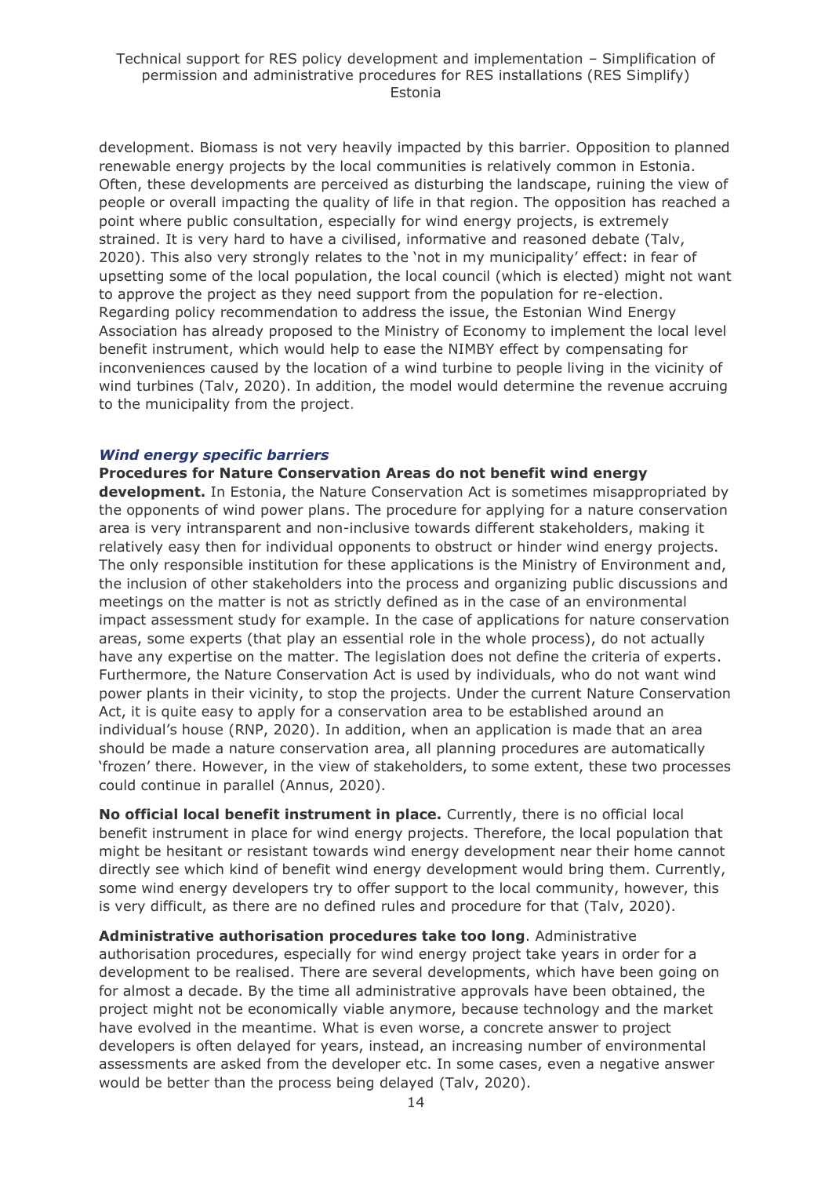development. Biomass is not very heavily impacted by this barrier. Opposition to planned renewable energy projects by the local communities is relatively common in Estonia. Often, these developments are perceived as disturbing the landscape, ruining the view of people or overall impacting the quality of life in that region. The opposition has reached a point where public consultation, especially for wind energy projects, is extremely strained. It is very hard to have a civilised, informative and reasoned debate (Talv, 2020). This also very strongly relates to the 'not in my municipality' effect: in fear of upsetting some of the local population, the local council (which is elected) might not want to approve the project as they need support from the population for re-election. Regarding policy recommendation to address the issue, the Estonian Wind Energy Association has already proposed to the Ministry of Economy to implement the local level benefit instrument, which would help to ease the NIMBY effect by compensating for inconveniences caused by the location of a wind turbine to people living in the vicinity of wind turbines (Talv, 2020). In addition, the model would determine the revenue accruing to the municipality from the project.

### *Wind energy specific barriers*

**Procedures for Nature Conservation Areas do not benefit wind energy development.** In Estonia, the Nature Conservation Act is sometimes misappropriated by the opponents of wind power plans. The procedure for applying for a nature conservation area is very intransparent and non-inclusive towards different stakeholders, making it relatively easy then for individual opponents to obstruct or hinder wind energy projects. The only responsible institution for these applications is the Ministry of Environment and, the inclusion of other stakeholders into the process and organizing public discussions and meetings on the matter is not as strictly defined as in the case of an environmental impact assessment study for example. In the case of applications for nature conservation areas, some experts (that play an essential role in the whole process), do not actually have any expertise on the matter. The legislation does not define the criteria of experts. Furthermore, the Nature Conservation Act is used by individuals, who do not want wind power plants in their vicinity, to stop the projects. Under the current Nature Conservation Act, it is quite easy to apply for a conservation area to be established around an individual's house (RNP, 2020). In addition, when an application is made that an area should be made a nature conservation area, all planning procedures are automatically 'frozen' there. However, in the view of stakeholders, to some extent, these two processes could continue in parallel (Annus, 2020).

**No official local benefit instrument in place.** Currently, there is no official local benefit instrument in place for wind energy projects. Therefore, the local population that might be hesitant or resistant towards wind energy development near their home cannot directly see which kind of benefit wind energy development would bring them. Currently, some wind energy developers try to offer support to the local community, however, this is very difficult, as there are no defined rules and procedure for that (Talv, 2020).

**Administrative authorisation procedures take too long**. Administrative authorisation procedures, especially for wind energy project take years in order for a development to be realised. There are several developments, which have been going on for almost a decade. By the time all administrative approvals have been obtained, the project might not be economically viable anymore, because technology and the market have evolved in the meantime. What is even worse, a concrete answer to project developers is often delayed for years, instead, an increasing number of environmental assessments are asked from the developer etc. In some cases, even a negative answer would be better than the process being delayed (Talv, 2020).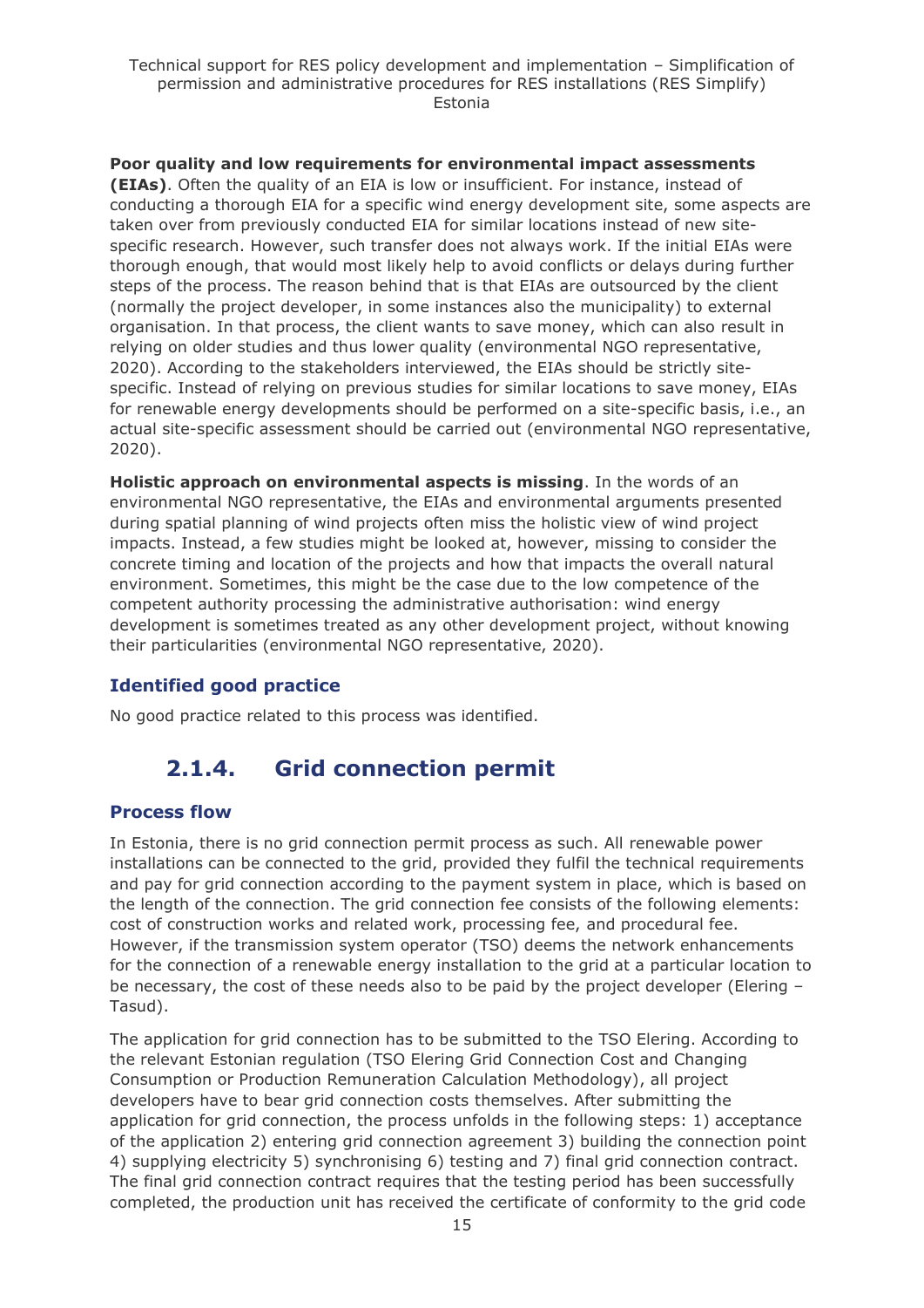**Poor quality and low requirements for environmental impact assessments (EIAs)**. Often the quality of an EIA is low or insufficient. For instance, instead of conducting a thorough EIA for a specific wind energy development site, some aspects are taken over from previously conducted EIA for similar locations instead of new site-specific research. However, such transfer does not always work. If the initial EIAs were thorough enough, that would most likely help to avoid conflicts or delays during further steps of the process. The reason behind that is that EIAs are outsourced by the client (normally the project developer, in some instances also the municipality) to external organisation. In that process, the client wants to save money, which can also result in relying on older studies and thus lower quality (environmental NGO representative, 2020). According to the stakeholders interviewed, the EIAs should be strictly site-specific. Instead of relying on previous studies for similar locations to save money, EIAs for renewable energy developments should be performed on a site-specific basis, i.e., an actual site-specific assessment should be carried out (environmental NGO representative, 2020).

**Holistic approach on environmental aspects is missing**. In the words of an environmental NGO representative, the EIAs and environmental arguments presented during spatial planning of wind projects often miss the holistic view of wind project impacts. Instead, a few studies might be looked at, however, missing to consider the concrete timing and location of the projects and how that impacts the overall natural environment. Sometimes, this might be the case due to the low competence of the competent authority processing the administrative authorisation: wind energy development is sometimes treated as any other development project, without knowing their particularities (environmental NGO representative, 2020).

### Identified good practice

No good practice related to this process was identified.

## 2.1.4. Grid connection permit

### Process flow

In Estonia, there is no grid connection permit process as such. All renewable power installations can be connected to the grid, provided they fulfil the technical requirements and pay for grid connection according to the payment system in place, which is based on the length of the connection. The grid connection fee consists of the following elements: cost of construction works and related work, processing fee, and procedural fee. However, if the transmission system operator (TSO) deems the network enhancements for the connection of a renewable energy installation to the grid at a particular location to be necessary, the cost of these needs also to be paid by the project developer (Elering – Tasud).

The application for grid connection has to be submitted to the TSO Elering. According to the relevant Estonian regulation (TSO Elering Grid Connection Cost and Changing Consumption or Production Remuneration Calculation Methodology), all project developers have to bear grid connection costs themselves. After submitting the application for grid connection, the process unfolds in the following steps: 1) acceptance of the application 2) entering grid connection agreement 3) building the connection point 4) supplying electricity 5) synchronising 6) testing and 7) final grid connection contract. The final grid connection contract requires that the testing period has been successfully completed, the production unit has received the certificate of conformity to the grid code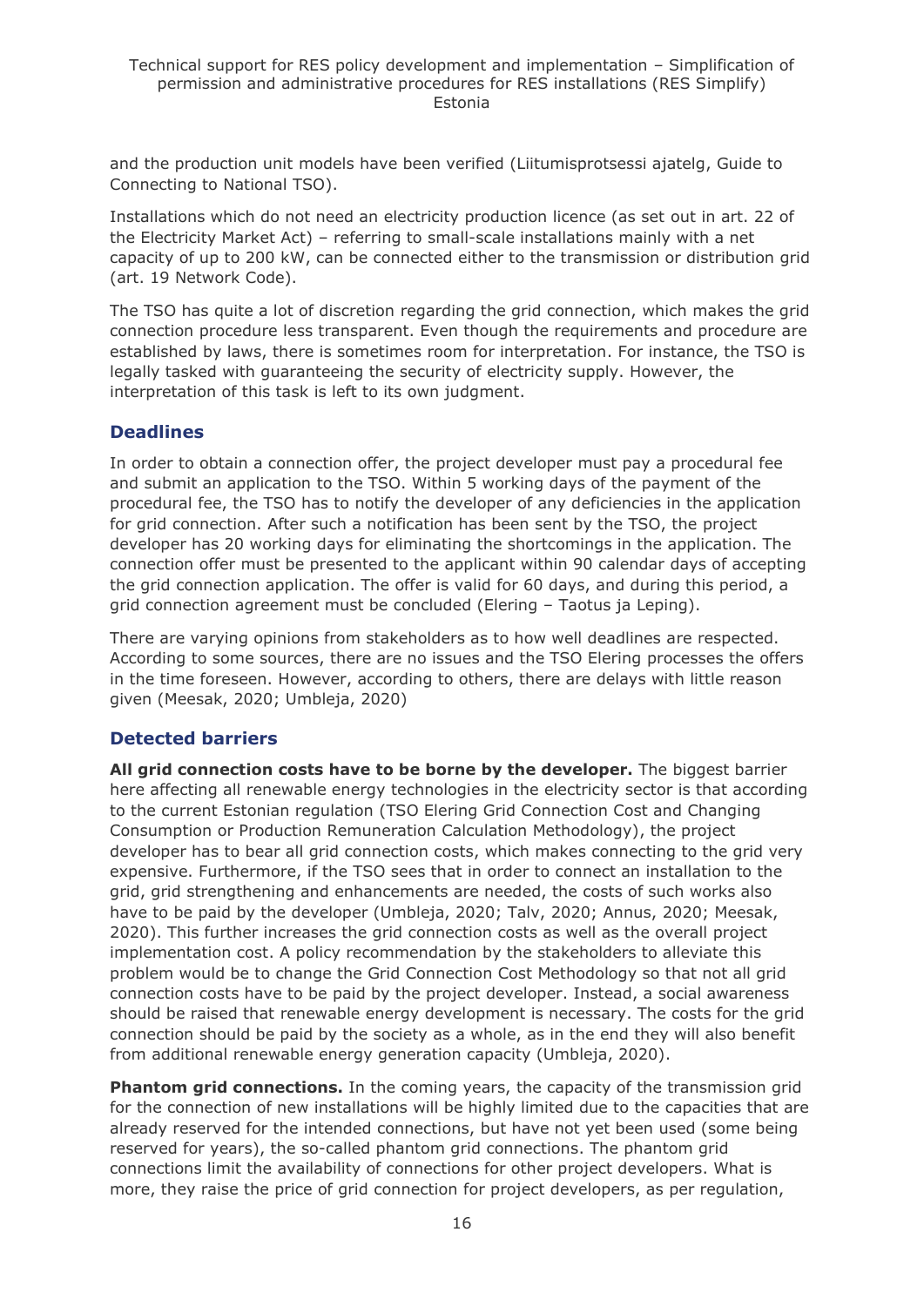and the production unit models have been verified (Liitumisprotsessi ajatelg, Guide to Connecting to National TSO).

Installations which do not need an electricity production licence (as set out in art. 22 of the Electricity Market Act) – referring to small-scale installations mainly with a net capacity of up to 200 kW, can be connected either to the transmission or distribution grid (art. 19 Network Code).

The TSO has quite a lot of discretion regarding the grid connection, which makes the grid connection procedure less transparent. Even though the requirements and procedure are established by laws, there is sometimes room for interpretation. For instance, the TSO is legally tasked with guaranteeing the security of electricity supply. However, the interpretation of this task is left to its own judgment.

### Deadlines

In order to obtain a connection offer, the project developer must pay a procedural fee and submit an application to the TSO. Within 5 working days of the payment of the procedural fee, the TSO has to notify the developer of any deficiencies in the application for grid connection. After such a notification has been sent by the TSO, the project developer has 20 working days for eliminating the shortcomings in the application. The connection offer must be presented to the applicant within 90 calendar days of accepting the grid connection application. The offer is valid for 60 days, and during this period, a grid connection agreement must be concluded (Elering – Taotus ja Leping).

There are varying opinions from stakeholders as to how well deadlines are respected. According to some sources, there are no issues and the TSO Elering processes the offers in the time foreseen. However, according to others, there are delays with little reason given (Meesak, 2020; Umbleja, 2020)

### Detected barriers

**All grid connection costs have to be borne by the developer.** The biggest barrier here affecting all renewable energy technologies in the electricity sector is that according to the current Estonian regulation (TSO Elering Grid Connection Cost and Changing Consumption or Production Remuneration Calculation Methodology), the project developer has to bear all grid connection costs, which makes connecting to the grid very expensive. Furthermore, if the TSO sees that in order to connect an installation to the grid, grid strengthening and enhancements are needed, the costs of such works also have to be paid by the developer (Umbleja, 2020; Talv, 2020; Annus, 2020; Meesak, 2020). This further increases the grid connection costs as well as the overall project implementation cost. A policy recommendation by the stakeholders to alleviate this problem would be to change the Grid Connection Cost Methodology so that not all grid connection costs have to be paid by the project developer. Instead, a social awareness should be raised that renewable energy development is necessary. The costs for the grid connection should be paid by the society as a whole, as in the end they will also benefit from additional renewable energy generation capacity (Umbleja, 2020).

**Phantom grid connections.** In the coming years, the capacity of the transmission grid for the connection of new installations will be highly limited due to the capacities that are already reserved for the intended connections, but have not yet been used (some being reserved for years), the so-called phantom grid connections. The phantom grid connections limit the availability of connections for other project developers. What is more, they raise the price of grid connection for project developers, as per regulation,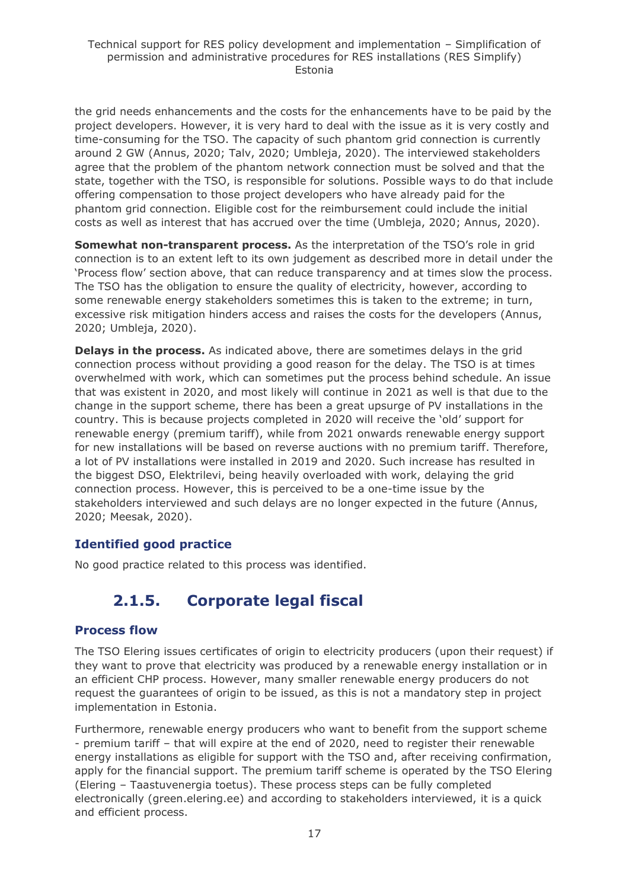the grid needs enhancements and the costs for the enhancements have to be paid by the project developers. However, it is very hard to deal with the issue as it is very costly and time-consuming for the TSO. The capacity of such phantom grid connection is currently around 2 GW (Annus, 2020; Talv, 2020; Umbleja, 2020). The interviewed stakeholders agree that the problem of the phantom network connection must be solved and that the state, together with the TSO, is responsible for solutions. Possible ways to do that include offering compensation to those project developers who have already paid for the phantom grid connection. Eligible cost for the reimbursement could include the initial costs as well as interest that has accrued over the time (Umbleja, 2020; Annus, 2020).

**Somewhat non-transparent process.** As the interpretation of the TSO's role in grid connection is to an extent left to its own judgement as described more in detail under the 'Process flow' section above, that can reduce transparency and at times slow the process. The TSO has the obligation to ensure the quality of electricity, however, according to some renewable energy stakeholders sometimes this is taken to the extreme; in turn, excessive risk mitigation hinders access and raises the costs for the developers (Annus, 2020; Umbleja, 2020).

**Delays in the process.** As indicated above, there are sometimes delays in the grid connection process without providing a good reason for the delay. The TSO is at times overwhelmed with work, which can sometimes put the process behind schedule. An issue that was existent in 2020, and most likely will continue in 2021 as well is that due to the change in the support scheme, there has been a great upsurge of PV installations in the country. This is because projects completed in 2020 will receive the 'old' support for renewable energy (premium tariff), while from 2021 onwards renewable energy support for new installations will be based on reverse auctions with no premium tariff. Therefore, a lot of PV installations were installed in 2019 and 2020. Such increase has resulted in the biggest DSO, Elektrilevi, being heavily overloaded with work, delaying the grid connection process. However, this is perceived to be a one-time issue by the stakeholders interviewed and such delays are no longer expected in the future (Annus, 2020; Meesak, 2020).

### Identified good practice

No good practice related to this process was identified.

## 2.1.5. Corporate legal fiscal

### Process flow

The TSO Elering issues certificates of origin to electricity producers (upon their request) if they want to prove that electricity was produced by a renewable energy installation or in an efficient CHP process. However, many smaller renewable energy producers do not request the guarantees of origin to be issued, as this is not a mandatory step in project implementation in Estonia.

Furthermore, renewable energy producers who want to benefit from the support scheme - premium tariff – that will expire at the end of 2020, need to register their renewable energy installations as eligible for support with the TSO and, after receiving confirmation, apply for the financial support. The premium tariff scheme is operated by the TSO Elering (Elering – Taastuvenergia toetus). These process steps can be fully completed electronically (green.elering.ee) and according to stakeholders interviewed, it is a quick and efficient process.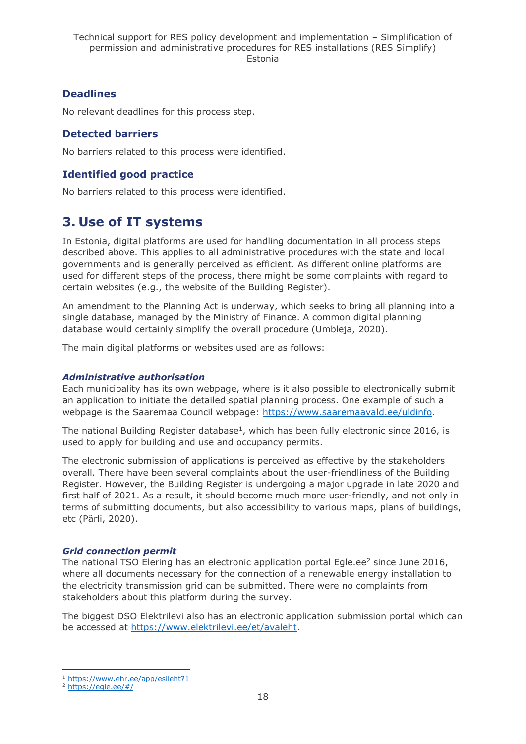### Deadlines

No relevant deadlines for this process step.

### Detected barriers

No barriers related to this process were identified.

### Identified good practice

No barriers related to this process were identified.

# 3. Use of IT systems

In Estonia, digital platforms are used for handling documentation in all process steps described above. This applies to all administrative procedures with the state and local governments and is generally perceived as efficient. As different online platforms are used for different steps of the process, there might be some complaints with regard to certain websites (e.g., the website of the Building Register).

An amendment to the Planning Act is underway, which seeks to bring all planning into a single database, managed by the Ministry of Finance. A common digital planning database would certainly simplify the overall procedure (Umbleja, 2020).

The main digital platforms or websites used are as follows:

#### *Administrative authorisation*

Each municipality has its own webpage, where is it also possible to electronically submit an application to initiate the detailed spatial planning process. One example of such a webpage is the Saaremaa Council webpage: https://www.saaremaavald.ee/uldinfo.

The national Building Register database[1], which has been fully electronic since 2016, is used to apply for building and use and occupancy permits.

The electronic submission of applications is perceived as effective by the stakeholders overall. There have been several complaints about the user-friendliness of the Building Register. However, the Building Register is undergoing a major upgrade in late 2020 and first half of 2021. As a result, it should become much more user-friendly, and not only in terms of submitting documents, but also accessibility to various maps, plans of buildings, etc (Pärli, 2020).

#### *Grid connection permit*

The national TSO Elering has an electronic application portal Egle.ee[2] since June 2016, where all documents necessary for the connection of a renewable energy installation to the electricity transmission grid can be submitted. There were no complaints from stakeholders about this platform during the survey.

The biggest DSO Elektrilevi also has an electronic application submission portal which can be accessed at https://www.elektrilevi.ee/et/avaleht.

[1] https://www.ehr.ee/app/esileht?1

[2] https://egle.ee/#/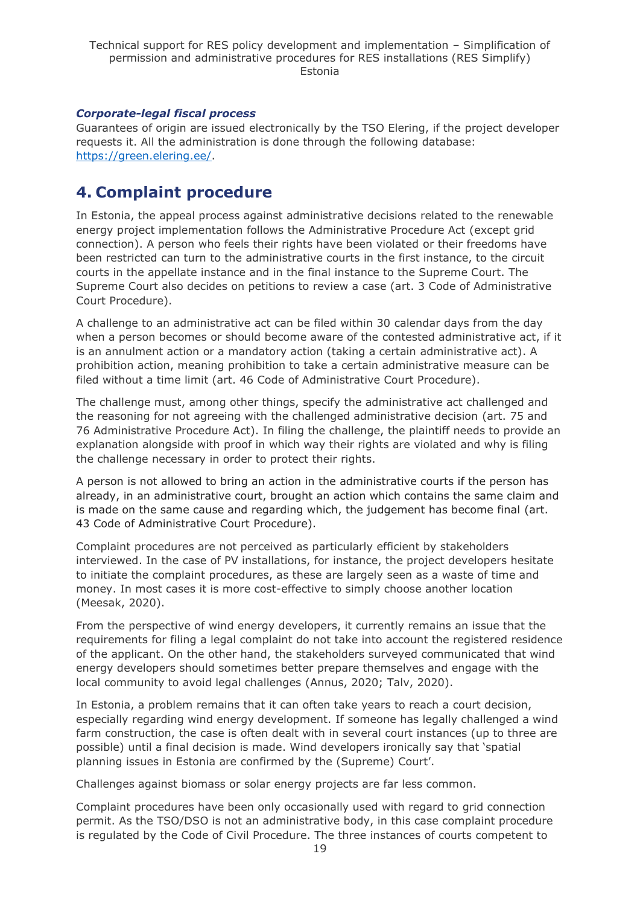### *Corporate-legal fiscal process*

Guarantees of origin are issued electronically by the TSO Elering, if the project developer requests it. All the administration is done through the following database: [https://green.elering.ee/](https://green.elering.ee/).

# 4. Complaint procedure

In Estonia, the appeal process against administrative decisions related to the renewable energy project implementation follows the Administrative Procedure Act (except grid connection). A person who feels their rights have been violated or their freedoms have been restricted can turn to the administrative courts in the first instance, to the circuit courts in the appellate instance and in the final instance to the Supreme Court. The Supreme Court also decides on petitions to review a case (art. 3 Code of Administrative Court Procedure).

A challenge to an administrative act can be filed within 30 calendar days from the day when a person becomes or should become aware of the contested administrative act, if it is an annulment action or a mandatory action (taking a certain administrative act). A prohibition action, meaning prohibition to take a certain administrative measure can be filed without a time limit (art. 46 Code of Administrative Court Procedure).

The challenge must, among other things, specify the administrative act challenged and the reasoning for not agreeing with the challenged administrative decision (art. 75 and 76 Administrative Procedure Act). In filing the challenge, the plaintiff needs to provide an explanation alongside with proof in which way their rights are violated and why is filing the challenge necessary in order to protect their rights.

A person is not allowed to bring an action in the administrative courts if the person has already, in an administrative court, brought an action which contains the same claim and is made on the same cause and regarding which, the judgement has become final (art. 43 Code of Administrative Court Procedure).

Complaint procedures are not perceived as particularly efficient by stakeholders interviewed. In the case of PV installations, for instance, the project developers hesitate to initiate the complaint procedures, as these are largely seen as a waste of time and money. In most cases it is more cost-effective to simply choose another location (Meesak, 2020).

From the perspective of wind energy developers, it currently remains an issue that the requirements for filing a legal complaint do not take into account the registered residence of the applicant. On the other hand, the stakeholders surveyed communicated that wind energy developers should sometimes better prepare themselves and engage with the local community to avoid legal challenges (Annus, 2020; Talv, 2020).

In Estonia, a problem remains that it can often take years to reach a court decision, especially regarding wind energy development. If someone has legally challenged a wind farm construction, the case is often dealt with in several court instances (up to three are possible) until a final decision is made. Wind developers ironically say that 'spatial planning issues in Estonia are confirmed by the (Supreme) Court'.

Challenges against biomass or solar energy projects are far less common.

Complaint procedures have been only occasionally used with regard to grid connection permit. As the TSO/DSO is not an administrative body, in this case complaint procedure is regulated by the Code of Civil Procedure. The three instances of courts competent to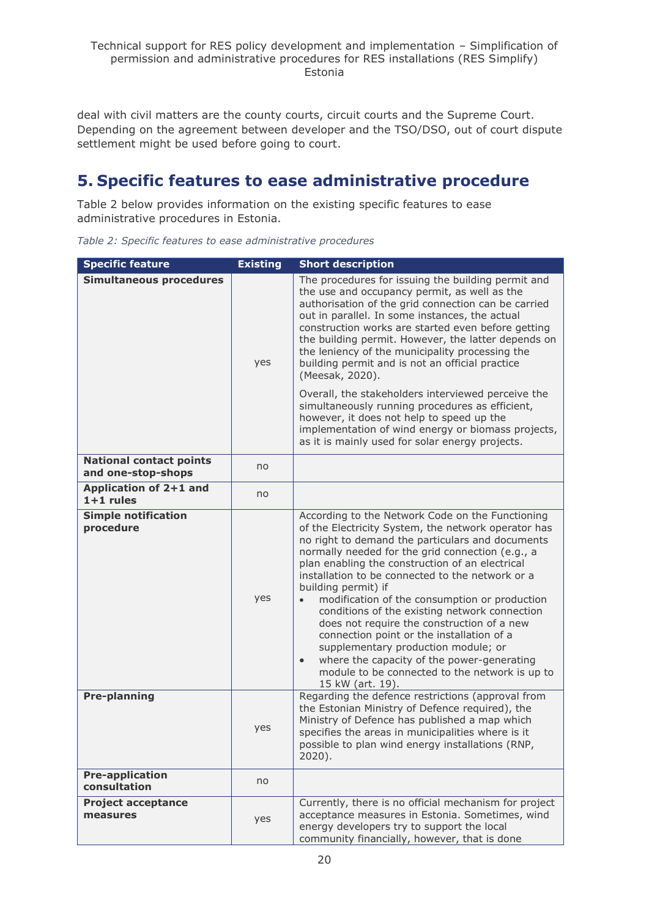deal with civil matters are the county courts, circuit courts and the Supreme Court. Depending on the agreement between developer and the TSO/DSO, out of court dispute settlement might be used before going to court.

# 5. Specific features to ease administrative procedure

Table 2 below provides information on the existing specific features to ease administrative procedures in Estonia.

*Table 2: Specific features to ease administrative procedures*

| Specific feature | Existing | Short description |
|---|---|---|
| **Simultaneous procedures** | yes | The procedures for issuing the building permit and the use and occupancy permit, as well as the authorisation of the grid connection can be carried out in parallel. In some instances, the actual construction works are started even before getting the building permit. However, the latter depends on the leniency of the municipality processing the building permit and is not an official practice (Meesak, 2020).<br><br>Overall, the stakeholders interviewed perceive the simultaneously running procedures as efficient, however, it does not help to speed up the implementation of wind energy or biomass projects, as it is mainly used for solar energy projects. |
| **National contact points and one-stop-shops** | no | |
| **Application of 2+1 and 1+1 rules** | no | |
| **Simple notification procedure** | yes | According to the Network Code on the Functioning of the Electricity System, the network operator has no right to demand the particulars and documents normally needed for the grid connection (e.g., a plan enabling the construction of an electrical installation to be connected to the network or a building permit) if<br>• modification of the consumption or production conditions of the existing network connection does not require the construction of a new connection point or the installation of a supplementary production module; or<br>• where the capacity of the power-generating module to be connected to the network is up to 15 kW (art. 19). |
| **Pre-planning** | yes | Regarding the defence restrictions (approval from the Estonian Ministry of Defence required), the Ministry of Defence has published a map which specifies the areas in municipalities where is it possible to plan wind energy installations (RNP, 2020). |
| **Pre-application consultation** | no | |
| **Project acceptance measures** | yes | Currently, there is no official mechanism for project acceptance measures in Estonia. Sometimes, wind energy developers try to support the local community financially, however, that is done |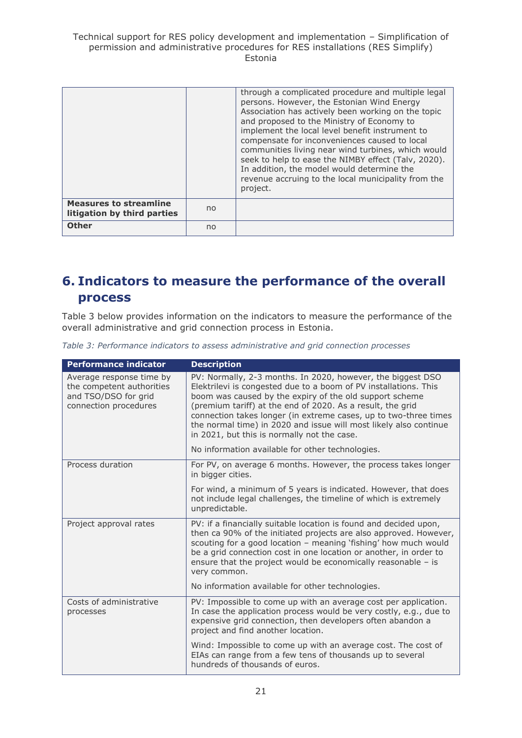| | | |
|---|---|---|
| | | through a complicated procedure and multiple legal persons. However, the Estonian Wind Energy Association has actively been working on the topic and proposed to the Ministry of Economy to implement the local level benefit instrument to compensate for inconveniences caused to local communities living near wind turbines, which would seek to help to ease the NIMBY effect (Talv, 2020). In addition, the model would determine the revenue accruing to the local municipality from the project. |
| **Measures to streamline litigation by third parties** | no | |
| **Other** | no | |

# 6. Indicators to measure the performance of the overall process

Table 3 below provides information on the indicators to measure the performance of the overall administrative and grid connection process in Estonia.

*Table 3: Performance indicators to assess administrative and grid connection processes*

| Performance indicator | Description |
|---|---|
| Average response time by the competent authorities and TSO/DSO for grid connection procedures | PV: Normally, 2-3 months. In 2020, however, the biggest DSO Elektrilevi is congested due to a boom of PV installations. This boom was caused by the expiry of the old support scheme (premium tariff) at the end of 2020. As a result, the grid connection takes longer (in extreme cases, up to two-three times the normal time) in 2020 and issue will most likely also continue in 2021, but this is normally not the case.<br><br>No information available for other technologies. |
| Process duration | For PV, on average 6 months. However, the process takes longer in bigger cities.<br><br>For wind, a minimum of 5 years is indicated. However, that does not include legal challenges, the timeline of which is extremely unpredictable. |
| Project approval rates | PV: if a financially suitable location is found and decided upon, then ca 90% of the initiated projects are also approved. However, scouting for a good location – meaning 'fishing' how much would be a grid connection cost in one location or another, in order to ensure that the project would be economically reasonable – is very common.<br><br>No information available for other technologies. |
| Costs of administrative processes | PV: Impossible to come up with an average cost per application. In case the application process would be very costly, e.g., due to expensive grid connection, then developers often abandon a project and find another location.<br><br>Wind: Impossible to come up with an average cost. The cost of EIAs can range from a few tens of thousands up to several hundreds of thousands of euros. |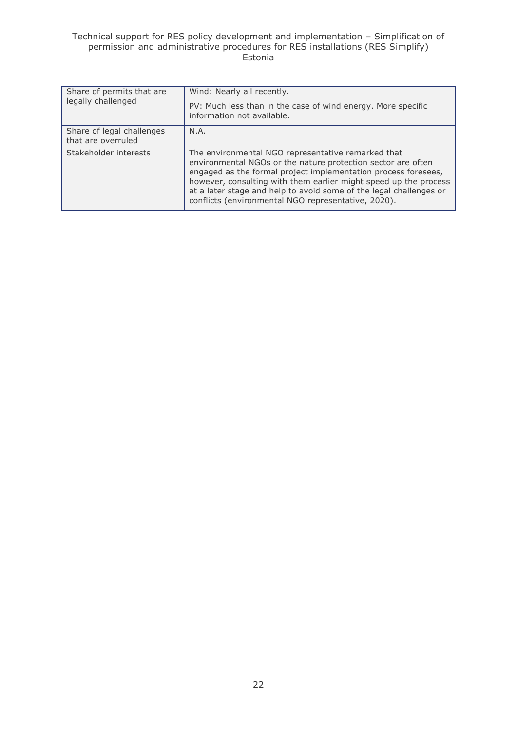| | |
|---|---|
| Share of permits that are legally challenged | Wind: Nearly all recently.<br><br>PV: Much less than in the case of wind energy. More specific information not available. |
| Share of legal challenges that are overruled | N.A. |
| Stakeholder interests | The environmental NGO representative remarked that environmental NGOs or the nature protection sector are often engaged as the formal project implementation process foresees, however, consulting with them earlier might speed up the process at a later stage and help to avoid some of the legal challenges or conflicts (environmental NGO representative, 2020). |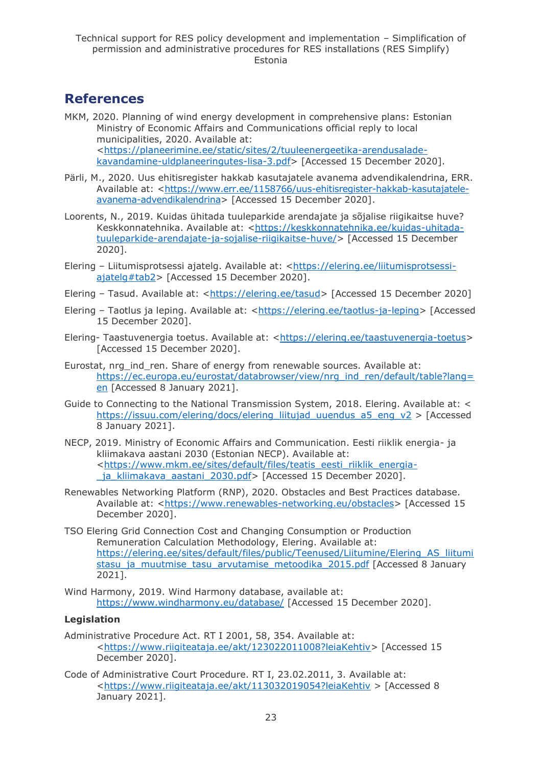## References

MKM, 2020. Planning of wind energy development in comprehensive plans: Estonian Ministry of Economic Affairs and Communications official reply to local municipalities, 2020. Available at: <https://planeerimine.ee/static/sites/2/tuuleenergeetika-arendusalade-kavandamine-uldplaneeringutes-lisa-3.pdf> [Accessed 15 December 2020].

Pärli, M., 2020. Uus ehitisregister hakkab kasutajatele avanema advendikalendrina, ERR. Available at: <https://www.err.ee/1158766/uus-ehitisregister-hakkab-kasutajatele-avanema-advendikalendrina> [Accessed 15 December 2020].

Loorents, N., 2019. Kuidas ühitada tuuleparkide arendajate ja sõjalise riigikaitse huve? Keskkonnatehnika. Available at: <https://keskkonnatehnika.ee/kuidas-uhitada-tuuleparkide-arendajate-ja-sojalise-riigikaitse-huve/> [Accessed 15 December 2020].

Elering – Liitumisprotsessi ajatelg. Available at: <https://elering.ee/liitumisprotsessi-ajatelg#tab2> [Accessed 15 December 2020].

Elering – Tasud. Available at: <https://elering.ee/tasud> [Accessed 15 December 2020]

Elering – Taotlus ja leping. Available at: <https://elering.ee/taotlus-ja-leping> [Accessed 15 December 2020].

Elering- Taastuvenergia toetus. Available at: <https://elering.ee/taastuvenergia-toetus> [Accessed 15 December 2020].

Eurostat, nrg_ind_ren. Share of energy from renewable sources. Available at: https://ec.europa.eu/eurostat/databrowser/view/nrg_ind_ren/default/table?lang=en [Accessed 8 January 2021].

Guide to Connecting to the National Transmission System, 2018. Elering. Available at: < https://issuu.com/elering/docs/elering_liitujad_uuendus_a5_eng_v2 > [Accessed 8 January 2021].

NECP, 2019. Ministry of Economic Affairs and Communication. Eesti riiklik energia- ja kliimakava aastani 2030 (Estonian NECP). Available at: <https://www.mkm.ee/sites/default/files/teatis_eesti_riiklik_energia-_ja_kliimakava_aastani_2030.pdf> [Accessed 15 December 2020].

Renewables Networking Platform (RNP), 2020. Obstacles and Best Practices database. Available at: <https://www.renewables-networking.eu/obstacles> [Accessed 15 December 2020].

TSO Elering Grid Connection Cost and Changing Consumption or Production Remuneration Calculation Methodology, Elering. Available at: https://elering.ee/sites/default/files/public/Teenused/Liitumine/Elering_AS_liitumistasu_ja_muutmise_tasu_arvutamise_metoodika_2015.pdf [Accessed 8 January 2021].

Wind Harmony, 2019. Wind Harmony database, available at: https://www.windharmony.eu/database/ [Accessed 15 December 2020].

**Legislation**

Administrative Procedure Act. RT I 2001, 58, 354. Available at: <https://www.riigiteataja.ee/akt/123022011008?leiaKehtiv> [Accessed 15 December 2020].

Code of Administrative Court Procedure. RT I, 23.02.2011, 3. Available at: <https://www.riigiteataja.ee/akt/113032019054?leiaKehtiv > [Accessed 8 January 2021].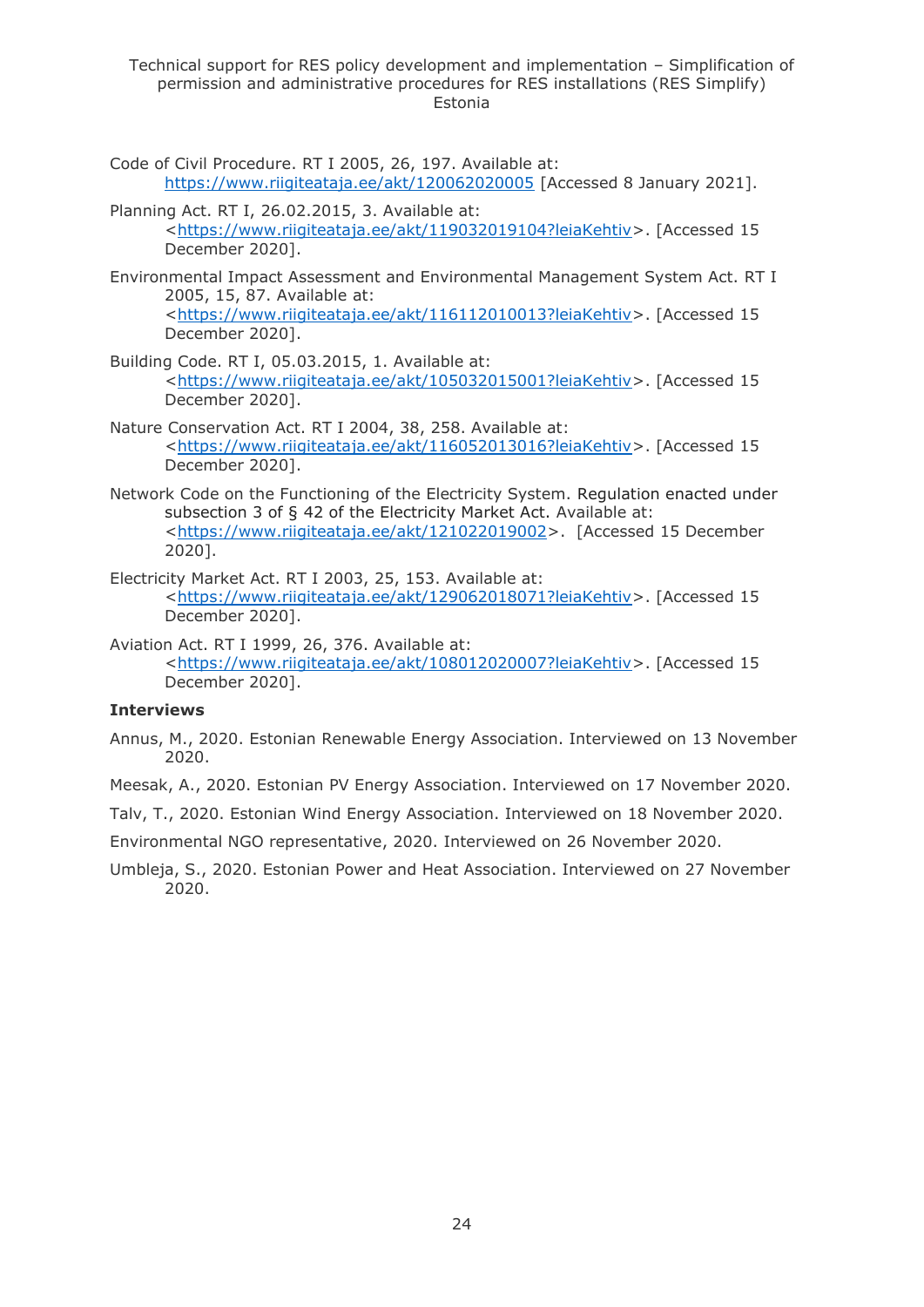Code of Civil Procedure. RT I 2005, 26, 197. Available at: https://www.riigiteataja.ee/akt/120062020005 [Accessed 8 January 2021].

Planning Act. RT I, 26.02.2015, 3. Available at: <https://www.riigiteataja.ee/akt/119032019104?leiaKehtiv>. [Accessed 15 December 2020].

Environmental Impact Assessment and Environmental Management System Act. RT I 2005, 15, 87. Available at: <https://www.riigiteataja.ee/akt/116112010013?leiaKehtiv>. [Accessed 15 December 2020].

Building Code. RT I, 05.03.2015, 1. Available at: <https://www.riigiteataja.ee/akt/105032015001?leiaKehtiv>. [Accessed 15 December 2020].

Nature Conservation Act. RT I 2004, 38, 258. Available at: <https://www.riigiteataja.ee/akt/116052013016?leiaKehtiv>. [Accessed 15 December 2020].

Network Code on the Functioning of the Electricity System. Regulation enacted under subsection 3 of § 42 of the Electricity Market Act. Available at: <https://www.riigiteataja.ee/akt/121022019002>. [Accessed 15 December 2020].

Electricity Market Act. RT I 2003, 25, 153. Available at: <https://www.riigiteataja.ee/akt/129062018071?leiaKehtiv>. [Accessed 15 December 2020].

Aviation Act. RT I 1999, 26, 376. Available at: <https://www.riigiteataja.ee/akt/108012020007?leiaKehtiv>. [Accessed 15 December 2020].

**Interviews**

Annus, M., 2020. Estonian Renewable Energy Association. Interviewed on 13 November 2020.

Meesak, A., 2020. Estonian PV Energy Association. Interviewed on 17 November 2020.

Talv, T., 2020. Estonian Wind Energy Association. Interviewed on 18 November 2020.

Environmental NGO representative, 2020. Interviewed on 26 November 2020.

Umbleja, S., 2020. Estonian Power and Heat Association. Interviewed on 27 November 2020.